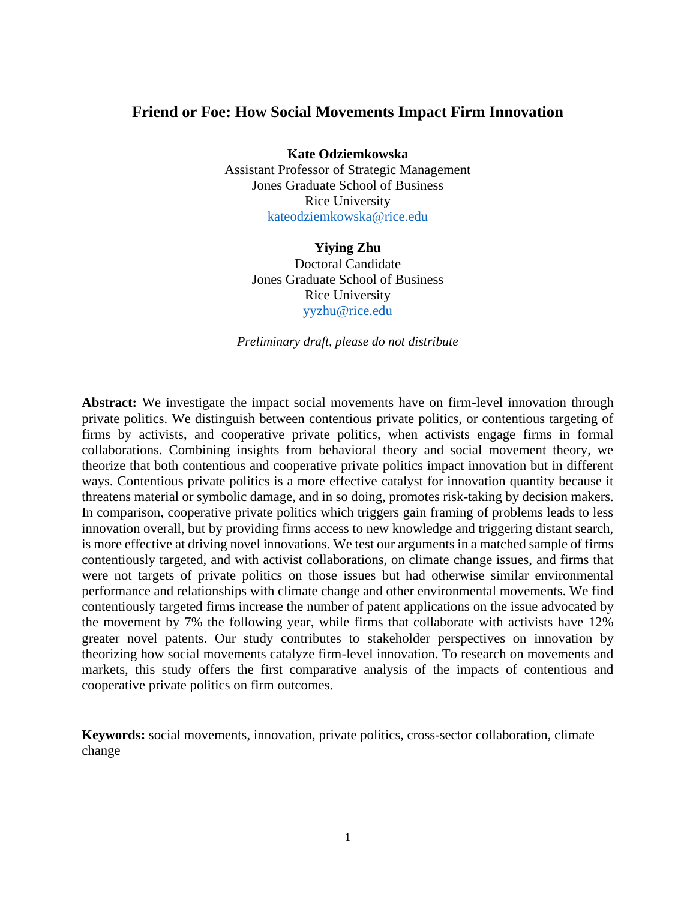# Friend or Foe: How Social Movements Impact Firm Innovation

**Kate Odziemkowska**
Assistant Professor of Strategic Management
Jones Graduate School of Business
Rice University
kateodziemkowska@rice.edu

**Yiying Zhu**
Doctoral Candidate
Jones Graduate School of Business
Rice University
yyzhu@rice.edu

*Preliminary draft, please do not distribute*

**Abstract:** We investigate the impact social movements have on firm-level innovation through private politics. We distinguish between contentious private politics, or contentious targeting of firms by activists, and cooperative private politics, when activists engage firms in formal collaborations. Combining insights from behavioral theory and social movement theory, we theorize that both contentious and cooperative private politics impact innovation but in different ways. Contentious private politics is a more effective catalyst for innovation quantity because it threatens material or symbolic damage, and in so doing, promotes risk-taking by decision makers. In comparison, cooperative private politics which triggers gain framing of problems leads to less innovation overall, but by providing firms access to new knowledge and triggering distant search, is more effective at driving novel innovations. We test our arguments in a matched sample of firms contentiously targeted, and with activist collaborations, on climate change issues, and firms that were not targets of private politics on those issues but had otherwise similar environmental performance and relationships with climate change and other environmental movements. We find contentiously targeted firms increase the number of patent applications on the issue advocated by the movement by 7% the following year, while firms that collaborate with activists have 12% greater novel patents. Our study contributes to stakeholder perspectives on innovation by theorizing how social movements catalyze firm-level innovation. To research on movements and markets, this study offers the first comparative analysis of the impacts of contentious and cooperative private politics on firm outcomes.

**Keywords:** social movements, innovation, private politics, cross-sector collaboration, climate change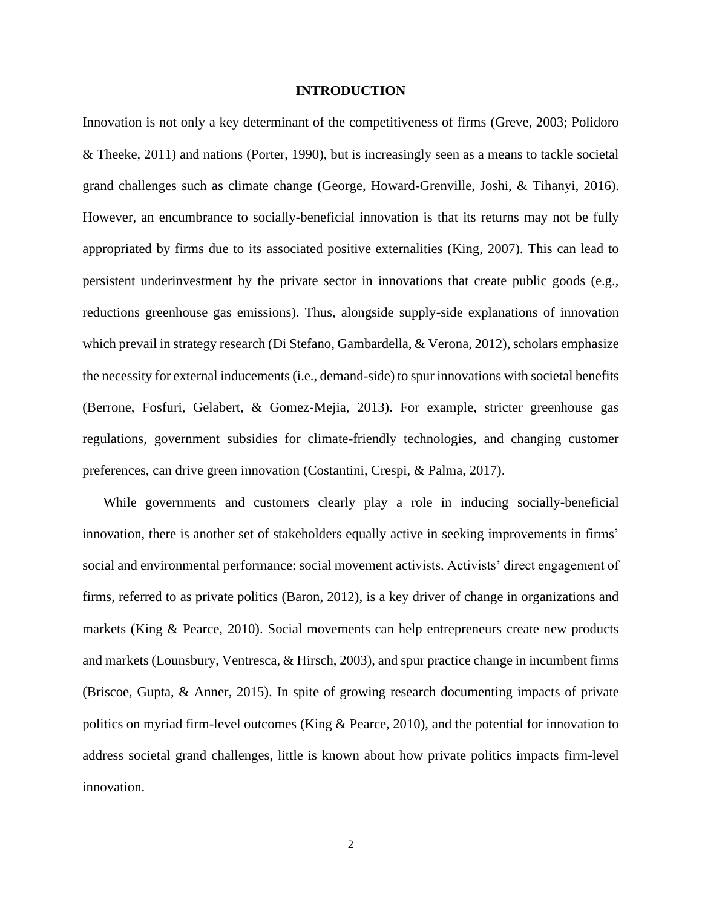# INTRODUCTION

Innovation is not only a key determinant of the competitiveness of firms (Greve, 2003; Polidoro & Theeke, 2011) and nations (Porter, 1990), but is increasingly seen as a means to tackle societal grand challenges such as climate change (George, Howard-Grenville, Joshi, & Tihanyi, 2016). However, an encumbrance to socially-beneficial innovation is that its returns may not be fully appropriated by firms due to its associated positive externalities (King, 2007). This can lead to persistent underinvestment by the private sector in innovations that create public goods (e.g., reductions greenhouse gas emissions). Thus, alongside supply-side explanations of innovation which prevail in strategy research (Di Stefano, Gambardella, & Verona, 2012), scholars emphasize the necessity for external inducements (i.e., demand-side) to spur innovations with societal benefits (Berrone, Fosfuri, Gelabert, & Gomez-Mejia, 2013). For example, stricter greenhouse gas regulations, government subsidies for climate-friendly technologies, and changing customer preferences, can drive green innovation (Costantini, Crespi, & Palma, 2017).

While governments and customers clearly play a role in inducing socially-beneficial innovation, there is another set of stakeholders equally active in seeking improvements in firms' social and environmental performance: social movement activists. Activists' direct engagement of firms, referred to as private politics (Baron, 2012), is a key driver of change in organizations and markets (King & Pearce, 2010). Social movements can help entrepreneurs create new products and markets (Lounsbury, Ventresca, & Hirsch, 2003), and spur practice change in incumbent firms (Briscoe, Gupta, & Anner, 2015). In spite of growing research documenting impacts of private politics on myriad firm-level outcomes (King & Pearce, 2010), and the potential for innovation to address societal grand challenges, little is known about how private politics impacts firm-level innovation.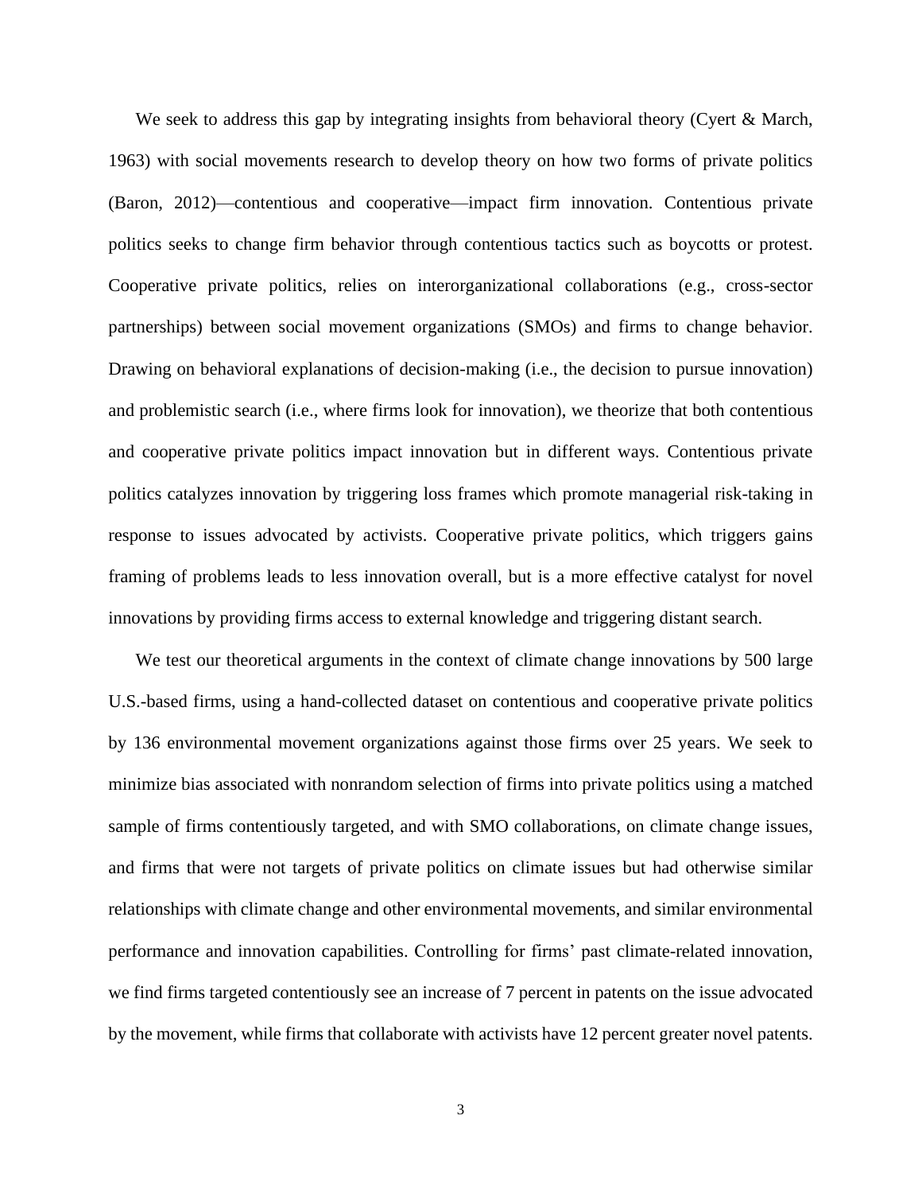We seek to address this gap by integrating insights from behavioral theory (Cyert & March, 1963) with social movements research to develop theory on how two forms of private politics (Baron, 2012)—contentious and cooperative—impact firm innovation. Contentious private politics seeks to change firm behavior through contentious tactics such as boycotts or protest. Cooperative private politics, relies on interorganizational collaborations (e.g., cross-sector partnerships) between social movement organizations (SMOs) and firms to change behavior. Drawing on behavioral explanations of decision-making (i.e., the decision to pursue innovation) and problemistic search (i.e., where firms look for innovation), we theorize that both contentious and cooperative private politics impact innovation but in different ways. Contentious private politics catalyzes innovation by triggering loss frames which promote managerial risk-taking in response to issues advocated by activists. Cooperative private politics, which triggers gains framing of problems leads to less innovation overall, but is a more effective catalyst for novel innovations by providing firms access to external knowledge and triggering distant search.

We test our theoretical arguments in the context of climate change innovations by 500 large U.S.-based firms, using a hand-collected dataset on contentious and cooperative private politics by 136 environmental movement organizations against those firms over 25 years. We seek to minimize bias associated with nonrandom selection of firms into private politics using a matched sample of firms contentiously targeted, and with SMO collaborations, on climate change issues, and firms that were not targets of private politics on climate issues but had otherwise similar relationships with climate change and other environmental movements, and similar environmental performance and innovation capabilities. Controlling for firms' past climate-related innovation, we find firms targeted contentiously see an increase of 7 percent in patents on the issue advocated by the movement, while firms that collaborate with activists have 12 percent greater novel patents.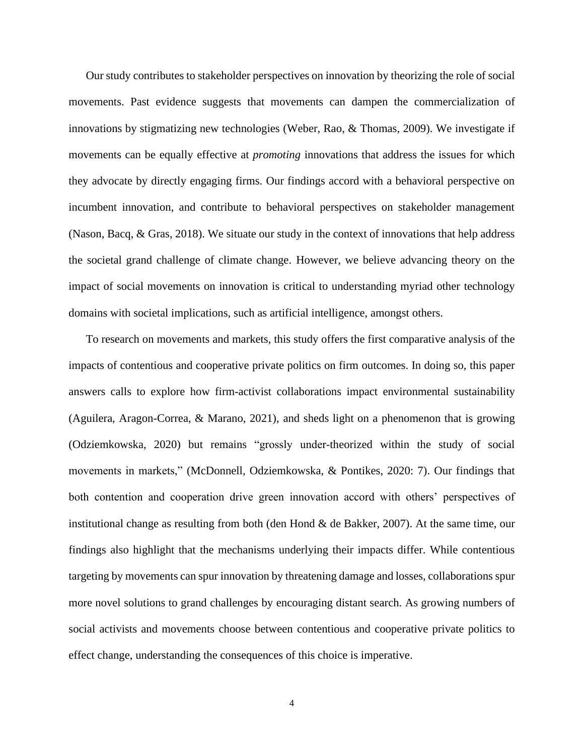Our study contributes to stakeholder perspectives on innovation by theorizing the role of social movements. Past evidence suggests that movements can dampen the commercialization of innovations by stigmatizing new technologies (Weber, Rao, & Thomas, 2009). We investigate if movements can be equally effective at *promoting* innovations that address the issues for which they advocate by directly engaging firms. Our findings accord with a behavioral perspective on incumbent innovation, and contribute to behavioral perspectives on stakeholder management (Nason, Bacq, & Gras, 2018). We situate our study in the context of innovations that help address the societal grand challenge of climate change. However, we believe advancing theory on the impact of social movements on innovation is critical to understanding myriad other technology domains with societal implications, such as artificial intelligence, amongst others.

To research on movements and markets, this study offers the first comparative analysis of the impacts of contentious and cooperative private politics on firm outcomes. In doing so, this paper answers calls to explore how firm-activist collaborations impact environmental sustainability (Aguilera, Aragon-Correa, & Marano, 2021), and sheds light on a phenomenon that is growing (Odziemkowska, 2020) but remains "grossly under-theorized within the study of social movements in markets," (McDonnell, Odziemkowska, & Pontikes, 2020: 7). Our findings that both contention and cooperation drive green innovation accord with others' perspectives of institutional change as resulting from both (den Hond & de Bakker, 2007). At the same time, our findings also highlight that the mechanisms underlying their impacts differ. While contentious targeting by movements can spur innovation by threatening damage and losses, collaborations spur more novel solutions to grand challenges by encouraging distant search. As growing numbers of social activists and movements choose between contentious and cooperative private politics to effect change, understanding the consequences of this choice is imperative.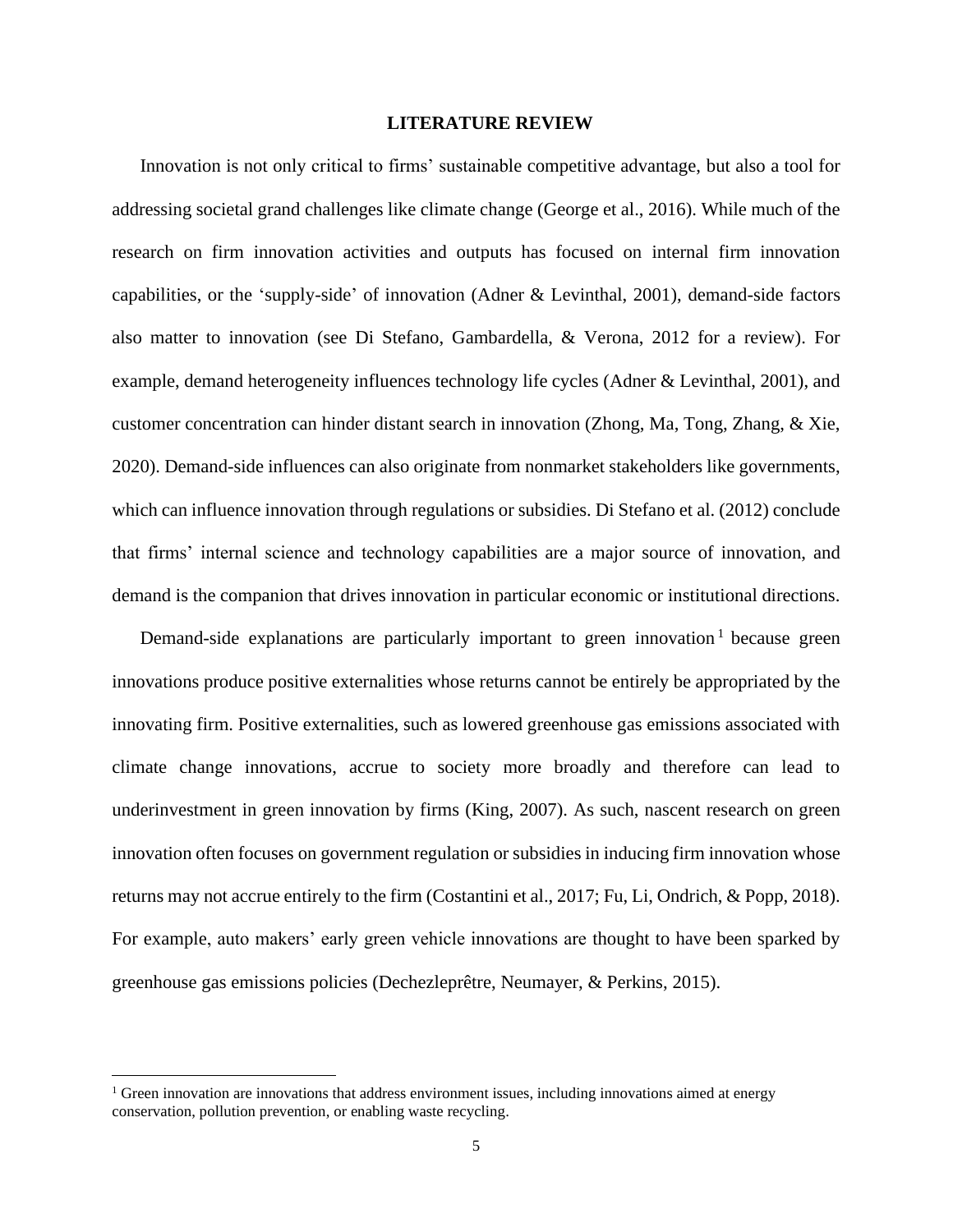# LITERATURE REVIEW

Innovation is not only critical to firms' sustainable competitive advantage, but also a tool for addressing societal grand challenges like climate change (George et al., 2016). While much of the research on firm innovation activities and outputs has focused on internal firm innovation capabilities, or the 'supply-side' of innovation (Adner & Levinthal, 2001), demand-side factors also matter to innovation (see Di Stefano, Gambardella, & Verona, 2012 for a review). For example, demand heterogeneity influences technology life cycles (Adner & Levinthal, 2001), and customer concentration can hinder distant search in innovation (Zhong, Ma, Tong, Zhang, & Xie, 2020). Demand-side influences can also originate from nonmarket stakeholders like governments, which can influence innovation through regulations or subsidies. Di Stefano et al. (2012) conclude that firms' internal science and technology capabilities are a major source of innovation, and demand is the companion that drives innovation in particular economic or institutional directions.

Demand-side explanations are particularly important to green innovation[1] because green innovations produce positive externalities whose returns cannot be entirely be appropriated by the innovating firm. Positive externalities, such as lowered greenhouse gas emissions associated with climate change innovations, accrue to society more broadly and therefore can lead to underinvestment in green innovation by firms (King, 2007). As such, nascent research on green innovation often focuses on government regulation or subsidies in inducing firm innovation whose returns may not accrue entirely to the firm (Costantini et al., 2017; Fu, Li, Ondrich, & Popp, 2018). For example, auto makers' early green vehicle innovations are thought to have been sparked by greenhouse gas emissions policies (Dechezleprêtre, Neumayer, & Perkins, 2015).

[1] Green innovation are innovations that address environment issues, including innovations aimed at energy conservation, pollution prevention, or enabling waste recycling.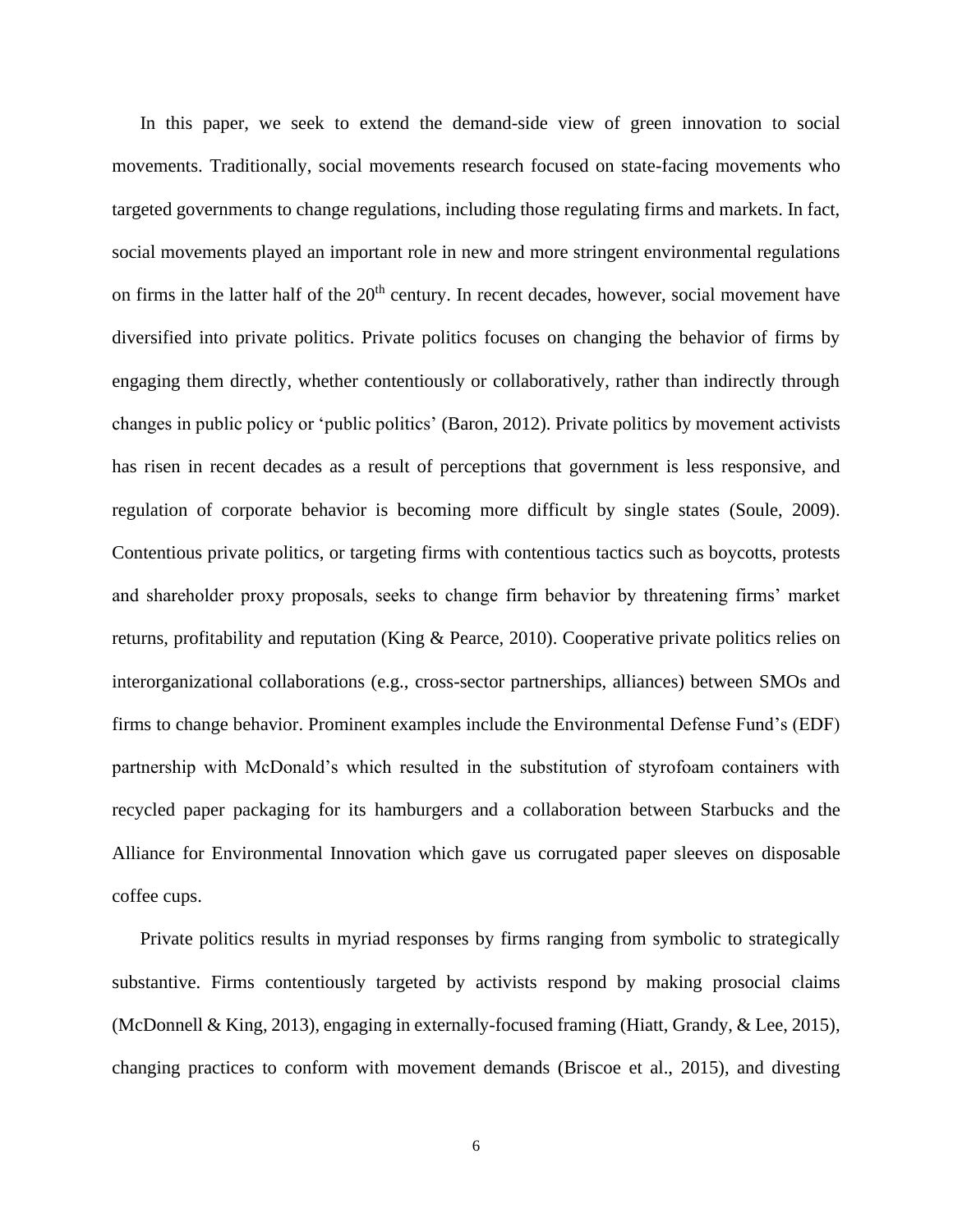In this paper, we seek to extend the demand-side view of green innovation to social movements. Traditionally, social movements research focused on state-facing movements who targeted governments to change regulations, including those regulating firms and markets. In fact, social movements played an important role in new and more stringent environmental regulations on firms in the latter half of the 20th century. In recent decades, however, social movement have diversified into private politics. Private politics focuses on changing the behavior of firms by engaging them directly, whether contentiously or collaboratively, rather than indirectly through changes in public policy or 'public politics' (Baron, 2012). Private politics by movement activists has risen in recent decades as a result of perceptions that government is less responsive, and regulation of corporate behavior is becoming more difficult by single states (Soule, 2009). Contentious private politics, or targeting firms with contentious tactics such as boycotts, protests and shareholder proxy proposals, seeks to change firm behavior by threatening firms' market returns, profitability and reputation (King & Pearce, 2010). Cooperative private politics relies on interorganizational collaborations (e.g., cross-sector partnerships, alliances) between SMOs and firms to change behavior. Prominent examples include the Environmental Defense Fund's (EDF) partnership with McDonald's which resulted in the substitution of styrofoam containers with recycled paper packaging for its hamburgers and a collaboration between Starbucks and the Alliance for Environmental Innovation which gave us corrugated paper sleeves on disposable coffee cups.

Private politics results in myriad responses by firms ranging from symbolic to strategically substantive. Firms contentiously targeted by activists respond by making prosocial claims (McDonnell & King, 2013), engaging in externally-focused framing (Hiatt, Grandy, & Lee, 2015), changing practices to conform with movement demands (Briscoe et al., 2015), and divesting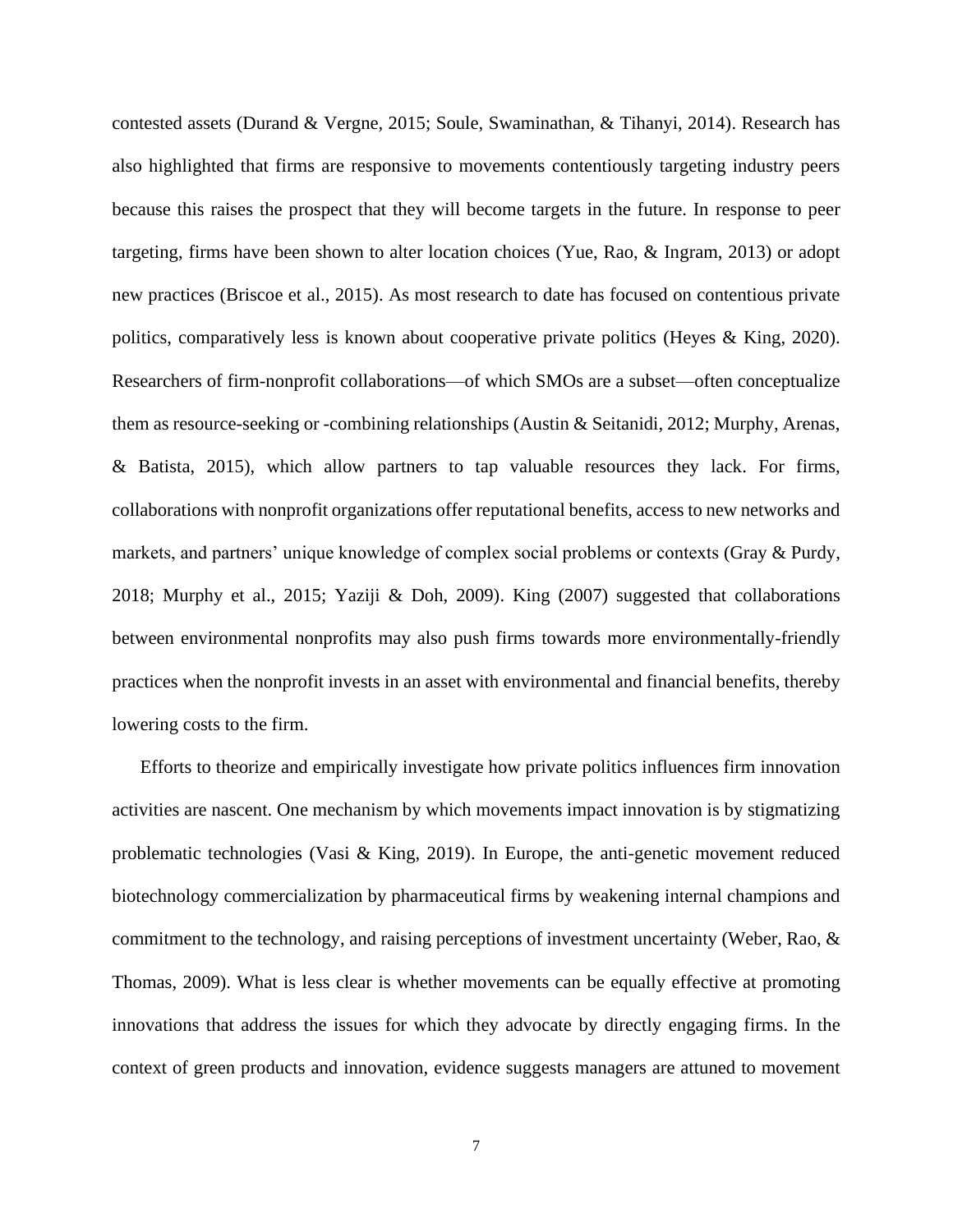contested assets (Durand & Vergne, 2015; Soule, Swaminathan, & Tihanyi, 2014). Research has also highlighted that firms are responsive to movements contentiously targeting industry peers because this raises the prospect that they will become targets in the future. In response to peer targeting, firms have been shown to alter location choices (Yue, Rao, & Ingram, 2013) or adopt new practices (Briscoe et al., 2015). As most research to date has focused on contentious private politics, comparatively less is known about cooperative private politics (Heyes & King, 2020). Researchers of firm-nonprofit collaborations—of which SMOs are a subset—often conceptualize them as resource-seeking or -combining relationships (Austin & Seitanidi, 2012; Murphy, Arenas, & Batista, 2015), which allow partners to tap valuable resources they lack. For firms, collaborations with nonprofit organizations offer reputational benefits, access to new networks and markets, and partners' unique knowledge of complex social problems or contexts (Gray & Purdy, 2018; Murphy et al., 2015; Yaziji & Doh, 2009). King (2007) suggested that collaborations between environmental nonprofits may also push firms towards more environmentally-friendly practices when the nonprofit invests in an asset with environmental and financial benefits, thereby lowering costs to the firm.

Efforts to theorize and empirically investigate how private politics influences firm innovation activities are nascent. One mechanism by which movements impact innovation is by stigmatizing problematic technologies (Vasi & King, 2019). In Europe, the anti-genetic movement reduced biotechnology commercialization by pharmaceutical firms by weakening internal champions and commitment to the technology, and raising perceptions of investment uncertainty (Weber, Rao, & Thomas, 2009). What is less clear is whether movements can be equally effective at promoting innovations that address the issues for which they advocate by directly engaging firms. In the context of green products and innovation, evidence suggests managers are attuned to movement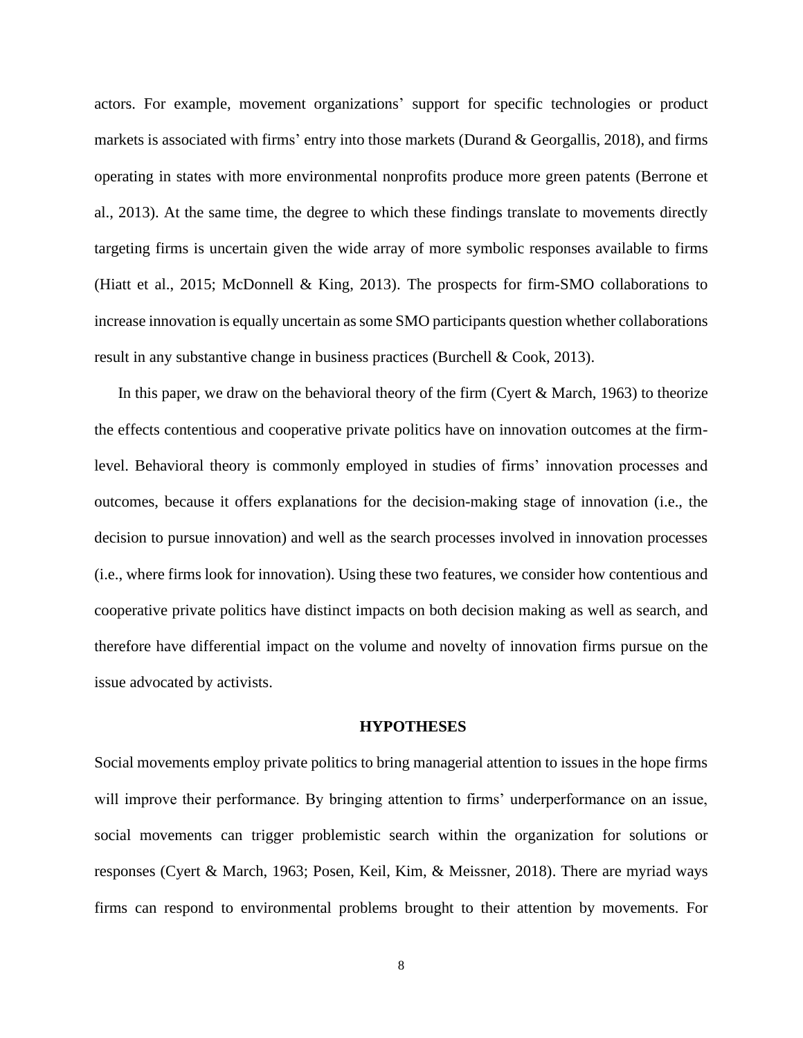actors. For example, movement organizations' support for specific technologies or product markets is associated with firms' entry into those markets (Durand & Georgallis, 2018), and firms operating in states with more environmental nonprofits produce more green patents (Berrone et al., 2013). At the same time, the degree to which these findings translate to movements directly targeting firms is uncertain given the wide array of more symbolic responses available to firms (Hiatt et al., 2015; McDonnell & King, 2013). The prospects for firm-SMO collaborations to increase innovation is equally uncertain as some SMO participants question whether collaborations result in any substantive change in business practices (Burchell & Cook, 2013).

In this paper, we draw on the behavioral theory of the firm (Cyert & March, 1963) to theorize the effects contentious and cooperative private politics have on innovation outcomes at the firm-level. Behavioral theory is commonly employed in studies of firms' innovation processes and outcomes, because it offers explanations for the decision-making stage of innovation (i.e., the decision to pursue innovation) and well as the search processes involved in innovation processes (i.e., where firms look for innovation). Using these two features, we consider how contentious and cooperative private politics have distinct impacts on both decision making as well as search, and therefore have differential impact on the volume and novelty of innovation firms pursue on the issue advocated by activists.

## HYPOTHESES

Social movements employ private politics to bring managerial attention to issues in the hope firms will improve their performance. By bringing attention to firms' underperformance on an issue, social movements can trigger problemistic search within the organization for solutions or responses (Cyert & March, 1963; Posen, Keil, Kim, & Meissner, 2018). There are myriad ways firms can respond to environmental problems brought to their attention by movements. For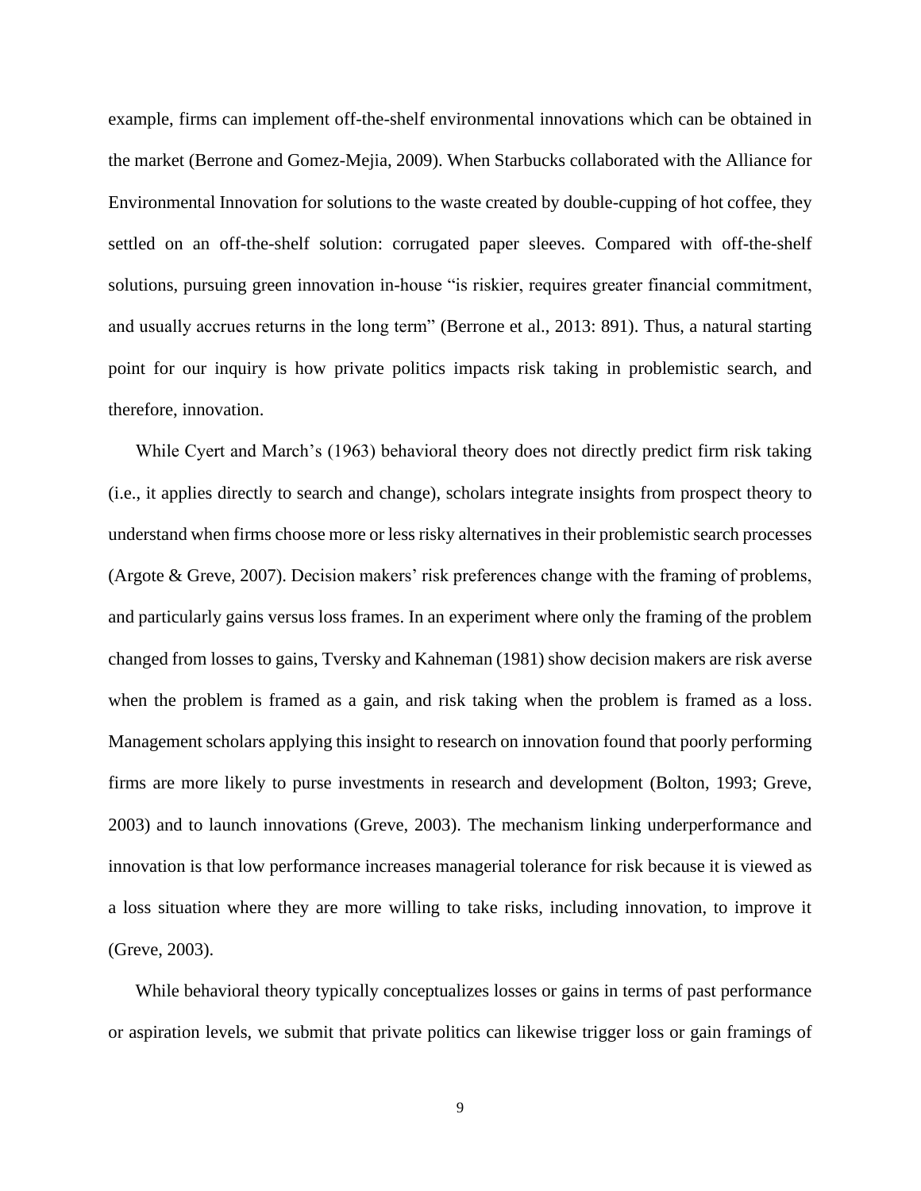example, firms can implement off-the-shelf environmental innovations which can be obtained in the market (Berrone and Gomez-Mejia, 2009). When Starbucks collaborated with the Alliance for Environmental Innovation for solutions to the waste created by double-cupping of hot coffee, they settled on an off-the-shelf solution: corrugated paper sleeves. Compared with off-the-shelf solutions, pursuing green innovation in-house "is riskier, requires greater financial commitment, and usually accrues returns in the long term" (Berrone et al., 2013: 891). Thus, a natural starting point for our inquiry is how private politics impacts risk taking in problemistic search, and therefore, innovation.

While Cyert and March's (1963) behavioral theory does not directly predict firm risk taking (i.e., it applies directly to search and change), scholars integrate insights from prospect theory to understand when firms choose more or less risky alternatives in their problemistic search processes (Argote & Greve, 2007). Decision makers' risk preferences change with the framing of problems, and particularly gains versus loss frames. In an experiment where only the framing of the problem changed from losses to gains, Tversky and Kahneman (1981) show decision makers are risk averse when the problem is framed as a gain, and risk taking when the problem is framed as a loss. Management scholars applying this insight to research on innovation found that poorly performing firms are more likely to purse investments in research and development (Bolton, 1993; Greve, 2003) and to launch innovations (Greve, 2003). The mechanism linking underperformance and innovation is that low performance increases managerial tolerance for risk because it is viewed as a loss situation where they are more willing to take risks, including innovation, to improve it (Greve, 2003).

While behavioral theory typically conceptualizes losses or gains in terms of past performance or aspiration levels, we submit that private politics can likewise trigger loss or gain framings of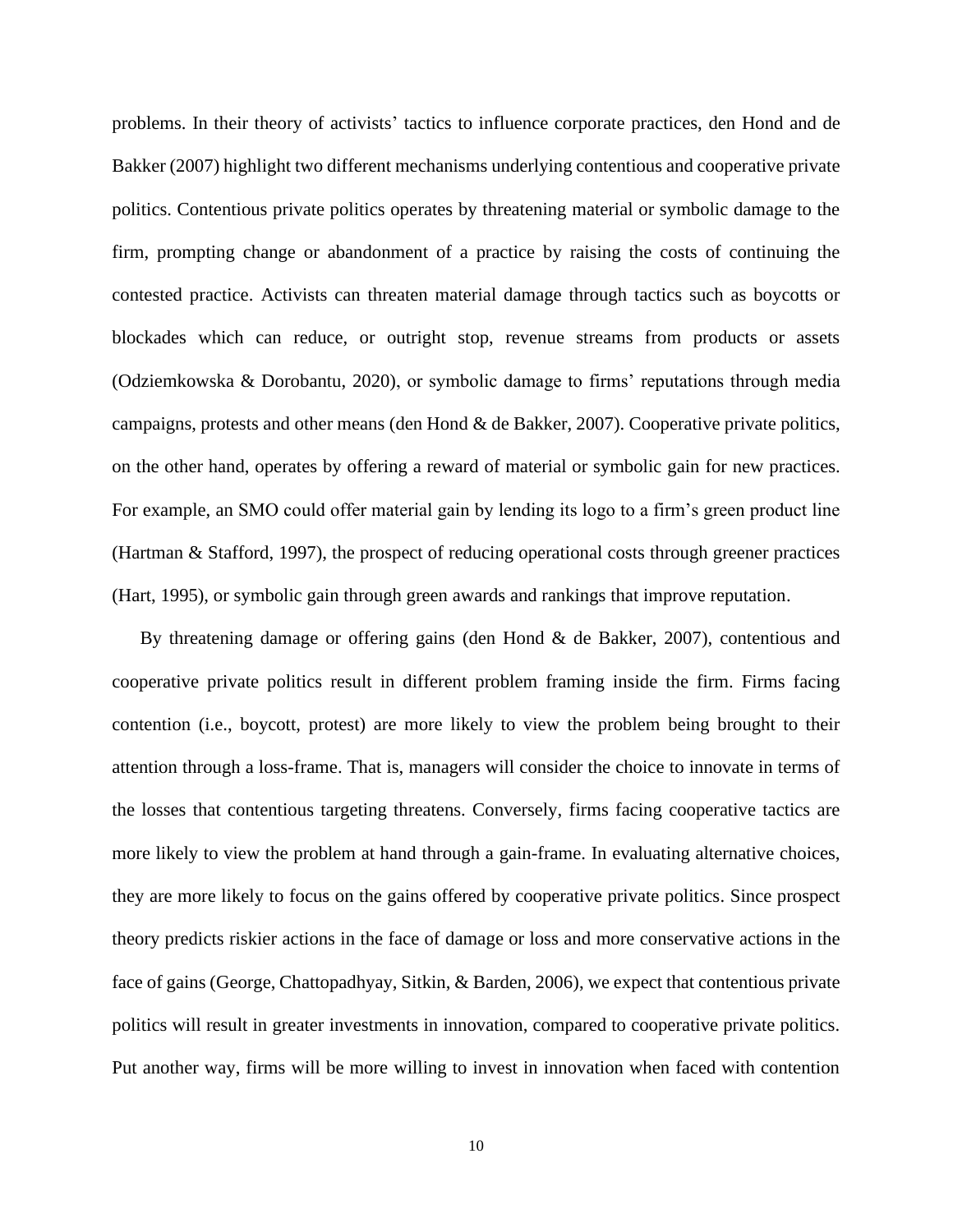problems. In their theory of activists' tactics to influence corporate practices, den Hond and de Bakker (2007) highlight two different mechanisms underlying contentious and cooperative private politics. Contentious private politics operates by threatening material or symbolic damage to the firm, prompting change or abandonment of a practice by raising the costs of continuing the contested practice. Activists can threaten material damage through tactics such as boycotts or blockades which can reduce, or outright stop, revenue streams from products or assets (Odziemkowska & Dorobantu, 2020), or symbolic damage to firms' reputations through media campaigns, protests and other means (den Hond & de Bakker, 2007). Cooperative private politics, on the other hand, operates by offering a reward of material or symbolic gain for new practices. For example, an SMO could offer material gain by lending its logo to a firm's green product line (Hartman & Stafford, 1997), the prospect of reducing operational costs through greener practices (Hart, 1995), or symbolic gain through green awards and rankings that improve reputation.

By threatening damage or offering gains (den Hond & de Bakker, 2007), contentious and cooperative private politics result in different problem framing inside the firm. Firms facing contention (i.e., boycott, protest) are more likely to view the problem being brought to their attention through a loss-frame. That is, managers will consider the choice to innovate in terms of the losses that contentious targeting threatens. Conversely, firms facing cooperative tactics are more likely to view the problem at hand through a gain-frame. In evaluating alternative choices, they are more likely to focus on the gains offered by cooperative private politics. Since prospect theory predicts riskier actions in the face of damage or loss and more conservative actions in the face of gains (George, Chattopadhyay, Sitkin, & Barden, 2006), we expect that contentious private politics will result in greater investments in innovation, compared to cooperative private politics. Put another way, firms will be more willing to invest in innovation when faced with contention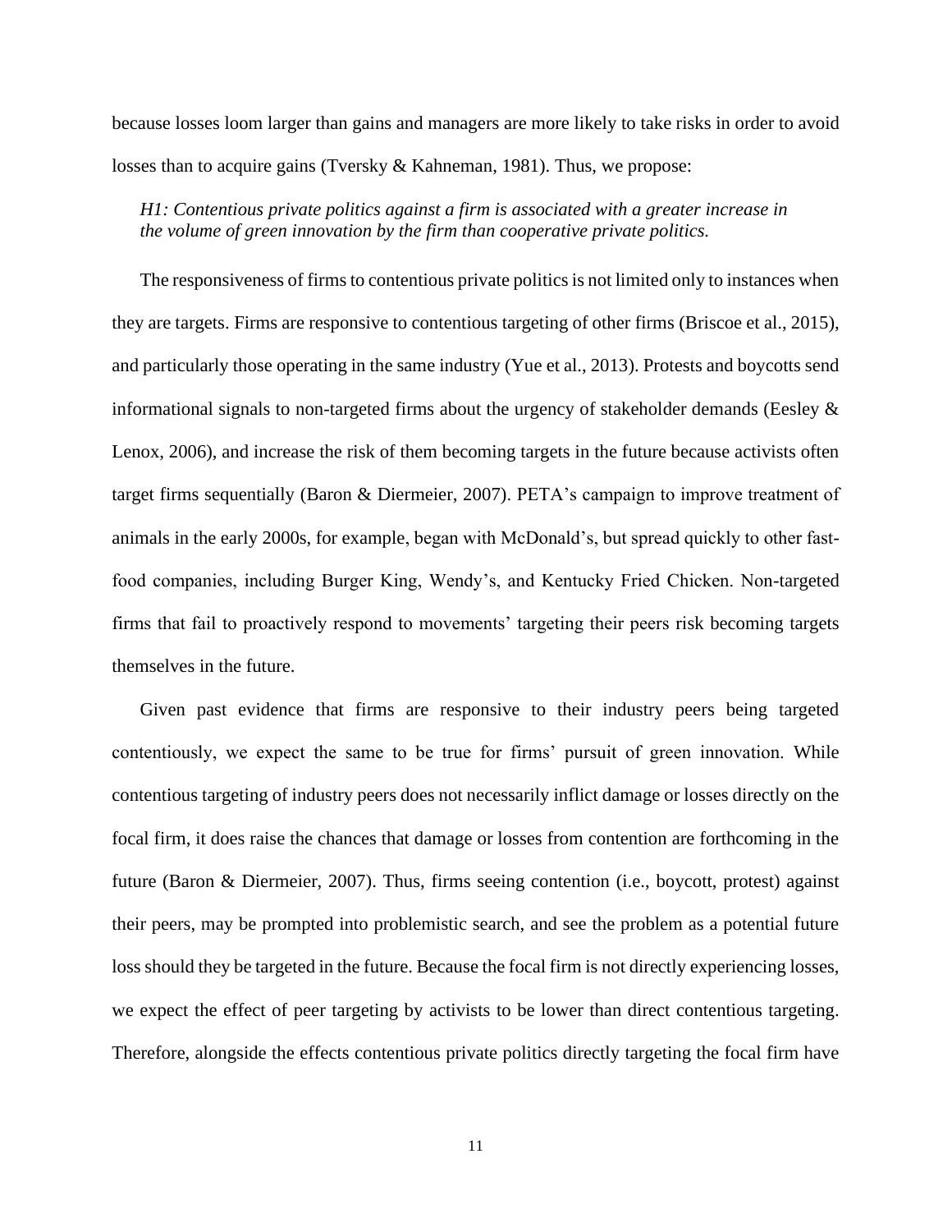because losses loom larger than gains and managers are more likely to take risks in order to avoid losses than to acquire gains (Tversky & Kahneman, 1981). Thus, we propose:

*H1: Contentious private politics against a firm is associated with a greater increase in the volume of green innovation by the firm than cooperative private politics.*

The responsiveness of firms to contentious private politics is not limited only to instances when they are targets. Firms are responsive to contentious targeting of other firms (Briscoe et al., 2015), and particularly those operating in the same industry (Yue et al., 2013). Protests and boycotts send informational signals to non-targeted firms about the urgency of stakeholder demands (Eesley & Lenox, 2006), and increase the risk of them becoming targets in the future because activists often target firms sequentially (Baron & Diermeier, 2007). PETA's campaign to improve treatment of animals in the early 2000s, for example, began with McDonald's, but spread quickly to other fast-food companies, including Burger King, Wendy's, and Kentucky Fried Chicken. Non-targeted firms that fail to proactively respond to movements' targeting their peers risk becoming targets themselves in the future.

Given past evidence that firms are responsive to their industry peers being targeted contentiously, we expect the same to be true for firms' pursuit of green innovation. While contentious targeting of industry peers does not necessarily inflict damage or losses directly on the focal firm, it does raise the chances that damage or losses from contention are forthcoming in the future (Baron & Diermeier, 2007). Thus, firms seeing contention (i.e., boycott, protest) against their peers, may be prompted into problemistic search, and see the problem as a potential future loss should they be targeted in the future. Because the focal firm is not directly experiencing losses, we expect the effect of peer targeting by activists to be lower than direct contentious targeting. Therefore, alongside the effects contentious private politics directly targeting the focal firm have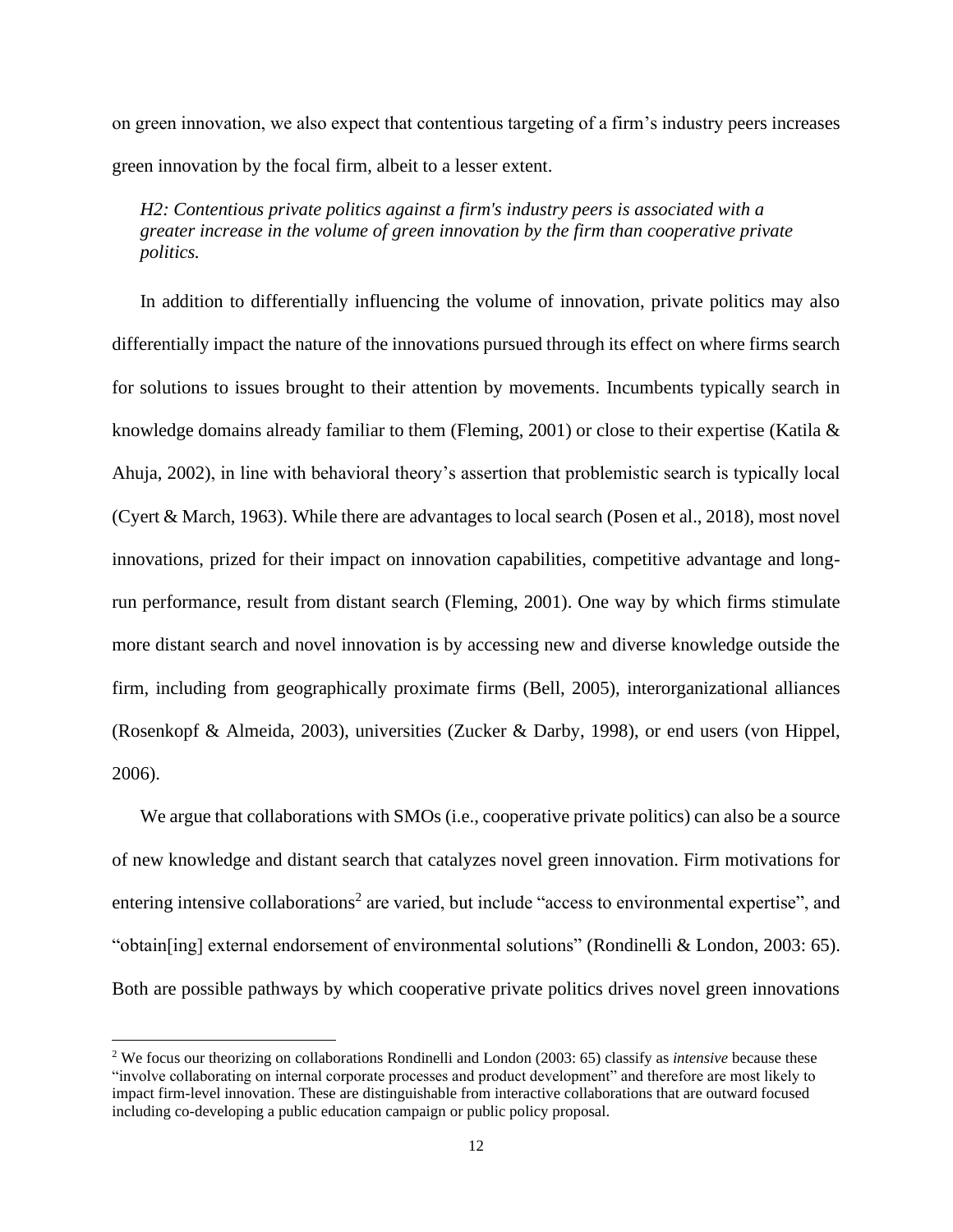on green innovation, we also expect that contentious targeting of a firm's industry peers increases green innovation by the focal firm, albeit to a lesser extent.

*H2: Contentious private politics against a firm's industry peers is associated with a greater increase in the volume of green innovation by the firm than cooperative private politics.*

In addition to differentially influencing the volume of innovation, private politics may also differentially impact the nature of the innovations pursued through its effect on where firms search for solutions to issues brought to their attention by movements. Incumbents typically search in knowledge domains already familiar to them (Fleming, 2001) or close to their expertise (Katila & Ahuja, 2002), in line with behavioral theory's assertion that problemistic search is typically local (Cyert & March, 1963). While there are advantages to local search (Posen et al., 2018), most novel innovations, prized for their impact on innovation capabilities, competitive advantage and long-run performance, result from distant search (Fleming, 2001). One way by which firms stimulate more distant search and novel innovation is by accessing new and diverse knowledge outside the firm, including from geographically proximate firms (Bell, 2005), interorganizational alliances (Rosenkopf & Almeida, 2003), universities (Zucker & Darby, 1998), or end users (von Hippel, 2006).

We argue that collaborations with SMOs (i.e., cooperative private politics) can also be a source of new knowledge and distant search that catalyzes novel green innovation. Firm motivations for entering intensive collaborations[2] are varied, but include "access to environmental expertise", and "obtain[ing] external endorsement of environmental solutions" (Rondinelli & London, 2003: 65). Both are possible pathways by which cooperative private politics drives novel green innovations

[2] We focus our theorizing on collaborations Rondinelli and London (2003: 65) classify as *intensive* because these "involve collaborating on internal corporate processes and product development" and therefore are most likely to impact firm-level innovation. These are distinguishable from interactive collaborations that are outward focused including co-developing a public education campaign or public policy proposal.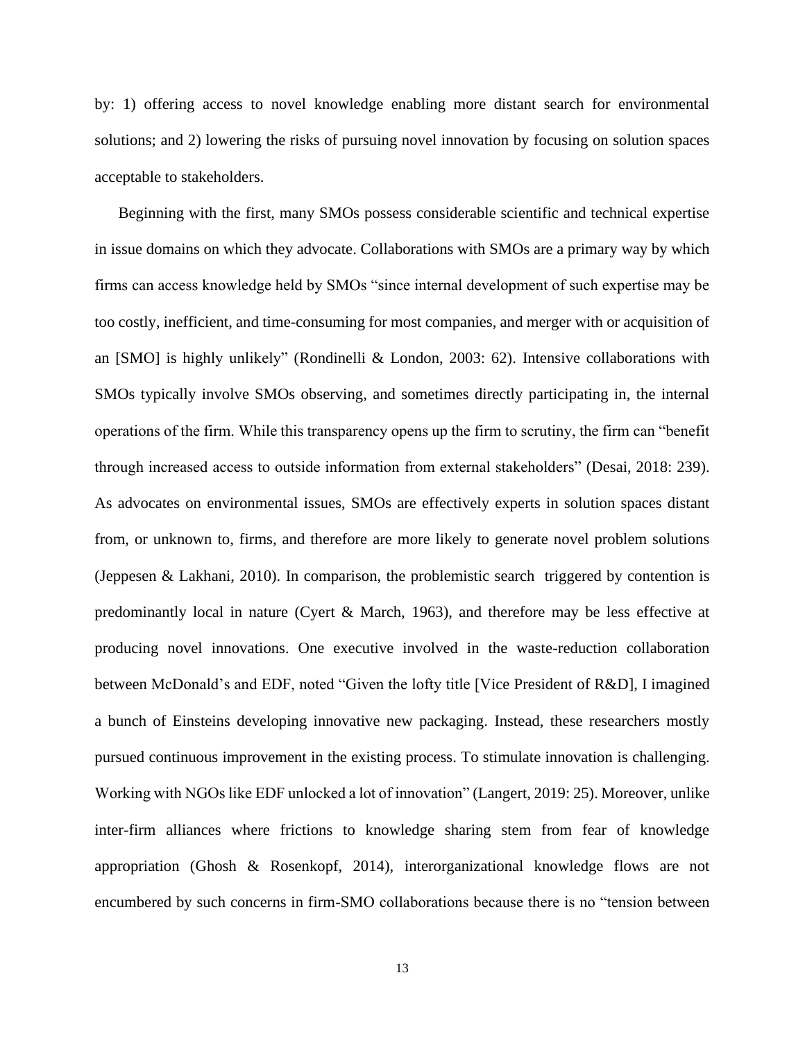by: 1) offering access to novel knowledge enabling more distant search for environmental solutions; and 2) lowering the risks of pursuing novel innovation by focusing on solution spaces acceptable to stakeholders.

Beginning with the first, many SMOs possess considerable scientific and technical expertise in issue domains on which they advocate. Collaborations with SMOs are a primary way by which firms can access knowledge held by SMOs "since internal development of such expertise may be too costly, inefficient, and time-consuming for most companies, and merger with or acquisition of an [SMO] is highly unlikely" (Rondinelli & London, 2003: 62). Intensive collaborations with SMOs typically involve SMOs observing, and sometimes directly participating in, the internal operations of the firm. While this transparency opens up the firm to scrutiny, the firm can "benefit through increased access to outside information from external stakeholders" (Desai, 2018: 239). As advocates on environmental issues, SMOs are effectively experts in solution spaces distant from, or unknown to, firms, and therefore are more likely to generate novel problem solutions (Jeppesen & Lakhani, 2010). In comparison, the problemistic search triggered by contention is predominantly local in nature (Cyert & March, 1963), and therefore may be less effective at producing novel innovations. One executive involved in the waste-reduction collaboration between McDonald's and EDF, noted "Given the lofty title [Vice President of R&D], I imagined a bunch of Einsteins developing innovative new packaging. Instead, these researchers mostly pursued continuous improvement in the existing process. To stimulate innovation is challenging. Working with NGOs like EDF unlocked a lot of innovation" (Langert, 2019: 25). Moreover, unlike inter-firm alliances where frictions to knowledge sharing stem from fear of knowledge appropriation (Ghosh & Rosenkopf, 2014), interorganizational knowledge flows are not encumbered by such concerns in firm-SMO collaborations because there is no "tension between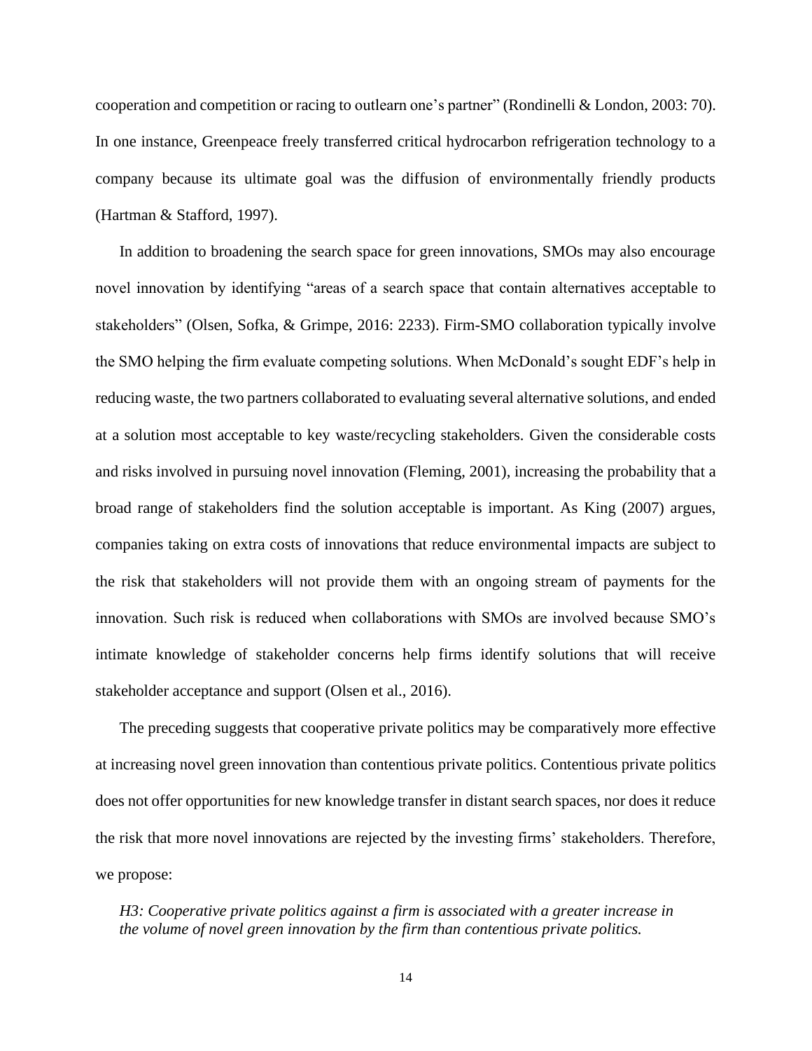cooperation and competition or racing to outlearn one's partner" (Rondinelli & London, 2003: 70). In one instance, Greenpeace freely transferred critical hydrocarbon refrigeration technology to a company because its ultimate goal was the diffusion of environmentally friendly products (Hartman & Stafford, 1997).

In addition to broadening the search space for green innovations, SMOs may also encourage novel innovation by identifying "areas of a search space that contain alternatives acceptable to stakeholders" (Olsen, Sofka, & Grimpe, 2016: 2233). Firm-SMO collaboration typically involve the SMO helping the firm evaluate competing solutions. When McDonald's sought EDF's help in reducing waste, the two partners collaborated to evaluating several alternative solutions, and ended at a solution most acceptable to key waste/recycling stakeholders. Given the considerable costs and risks involved in pursuing novel innovation (Fleming, 2001), increasing the probability that a broad range of stakeholders find the solution acceptable is important. As King (2007) argues, companies taking on extra costs of innovations that reduce environmental impacts are subject to the risk that stakeholders will not provide them with an ongoing stream of payments for the innovation. Such risk is reduced when collaborations with SMOs are involved because SMO's intimate knowledge of stakeholder concerns help firms identify solutions that will receive stakeholder acceptance and support (Olsen et al., 2016).

The preceding suggests that cooperative private politics may be comparatively more effective at increasing novel green innovation than contentious private politics. Contentious private politics does not offer opportunities for new knowledge transfer in distant search spaces, nor does it reduce the risk that more novel innovations are rejected by the investing firms' stakeholders. Therefore, we propose:

*H3: Cooperative private politics against a firm is associated with a greater increase in the volume of novel green innovation by the firm than contentious private politics.*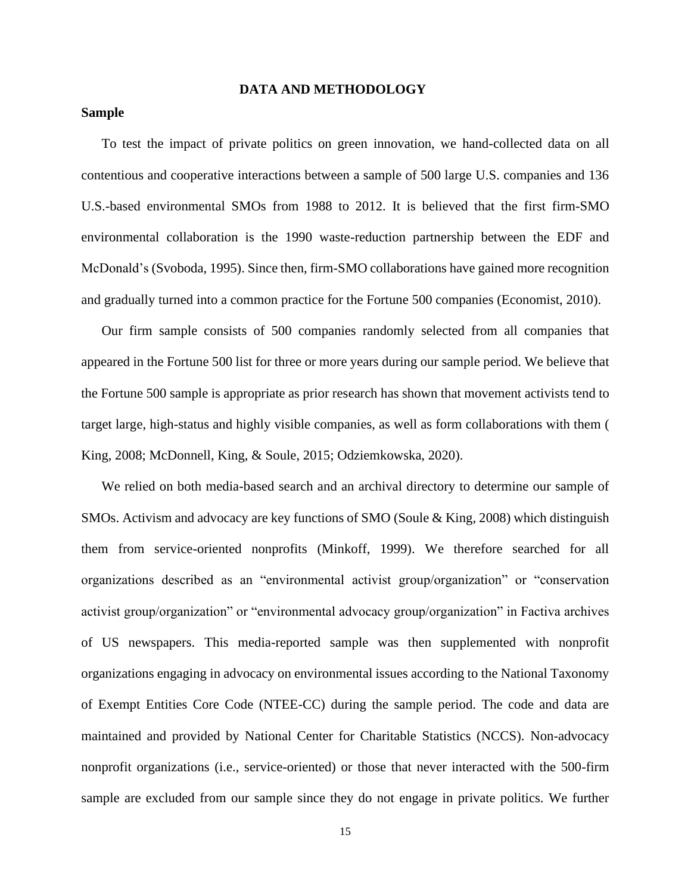## DATA AND METHODOLOGY

### Sample

To test the impact of private politics on green innovation, we hand-collected data on all contentious and cooperative interactions between a sample of 500 large U.S. companies and 136 U.S.-based environmental SMOs from 1988 to 2012. It is believed that the first firm-SMO environmental collaboration is the 1990 waste-reduction partnership between the EDF and McDonald's (Svoboda, 1995). Since then, firm-SMO collaborations have gained more recognition and gradually turned into a common practice for the Fortune 500 companies (Economist, 2010).

Our firm sample consists of 500 companies randomly selected from all companies that appeared in the Fortune 500 list for three or more years during our sample period. We believe that the Fortune 500 sample is appropriate as prior research has shown that movement activists tend to target large, high-status and highly visible companies, as well as form collaborations with them ( King, 2008; McDonnell, King, & Soule, 2015; Odziemkowska, 2020).

We relied on both media-based search and an archival directory to determine our sample of SMOs. Activism and advocacy are key functions of SMO (Soule & King, 2008) which distinguish them from service-oriented nonprofits (Minkoff, 1999). We therefore searched for all organizations described as an "environmental activist group/organization" or "conservation activist group/organization" or "environmental advocacy group/organization" in Factiva archives of US newspapers. This media-reported sample was then supplemented with nonprofit organizations engaging in advocacy on environmental issues according to the National Taxonomy of Exempt Entities Core Code (NTEE-CC) during the sample period. The code and data are maintained and provided by National Center for Charitable Statistics (NCCS). Non-advocacy nonprofit organizations (i.e., service-oriented) or those that never interacted with the 500-firm sample are excluded from our sample since they do not engage in private politics. We further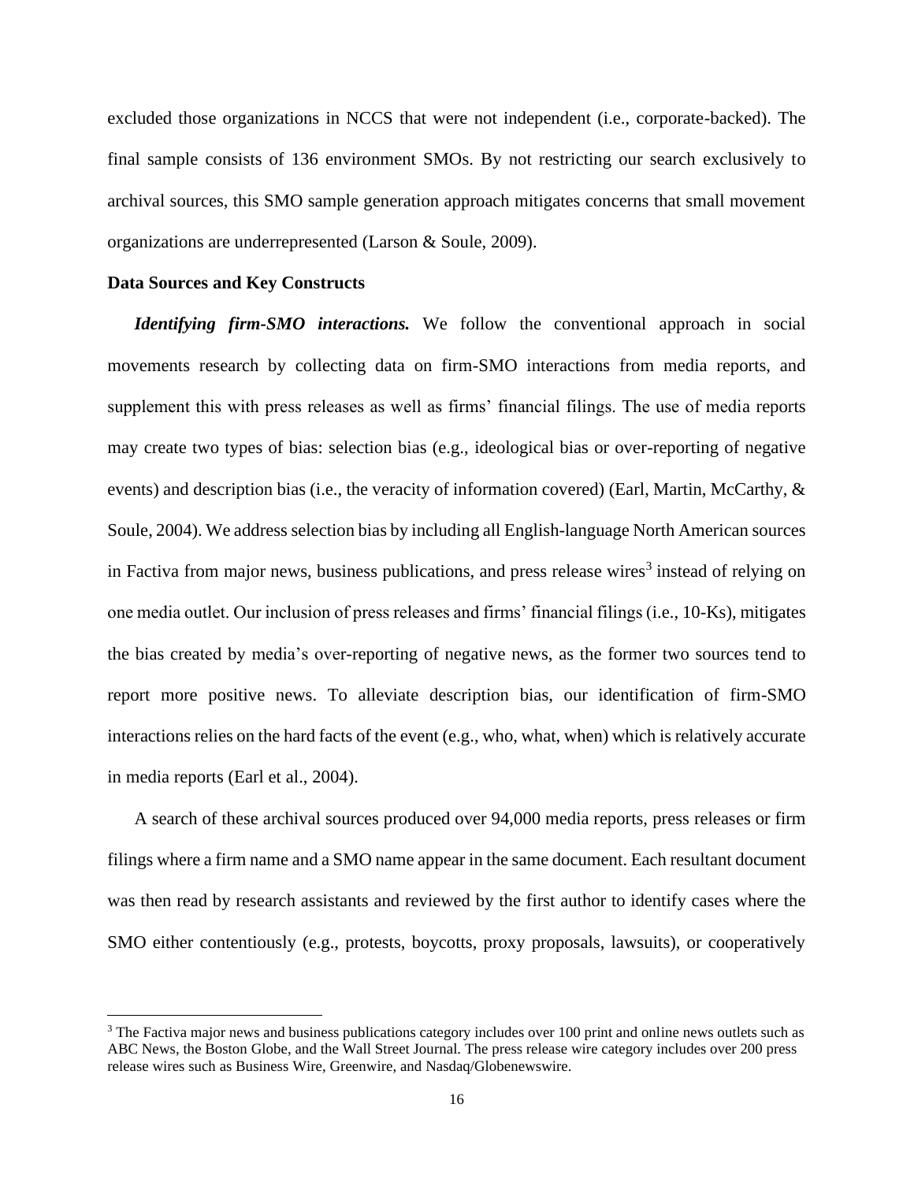excluded those organizations in NCCS that were not independent (i.e., corporate-backed). The final sample consists of 136 environment SMOs. By not restricting our search exclusively to archival sources, this SMO sample generation approach mitigates concerns that small movement organizations are underrepresented (Larson & Soule, 2009).

**Data Sources and Key Constructs**

***Identifying firm-SMO interactions.*** We follow the conventional approach in social movements research by collecting data on firm-SMO interactions from media reports, and supplement this with press releases as well as firms' financial filings. The use of media reports may create two types of bias: selection bias (e.g., ideological bias or over-reporting of negative events) and description bias (i.e., the veracity of information covered) (Earl, Martin, McCarthy, & Soule, 2004). We address selection bias by including all English-language North American sources in Factiva from major news, business publications, and press release wires[3] instead of relying on one media outlet. Our inclusion of press releases and firms' financial filings (i.e., 10-Ks), mitigates the bias created by media's over-reporting of negative news, as the former two sources tend to report more positive news. To alleviate description bias, our identification of firm-SMO interactions relies on the hard facts of the event (e.g., who, what, when) which is relatively accurate in media reports (Earl et al., 2004).

A search of these archival sources produced over 94,000 media reports, press releases or firm filings where a firm name and a SMO name appear in the same document. Each resultant document was then read by research assistants and reviewed by the first author to identify cases where the SMO either contentiously (e.g., protests, boycotts, proxy proposals, lawsuits), or cooperatively

[3] The Factiva major news and business publications category includes over 100 print and online news outlets such as ABC News, the Boston Globe, and the Wall Street Journal. The press release wire category includes over 200 press release wires such as Business Wire, Greenwire, and Nasdaq/Globenewswire.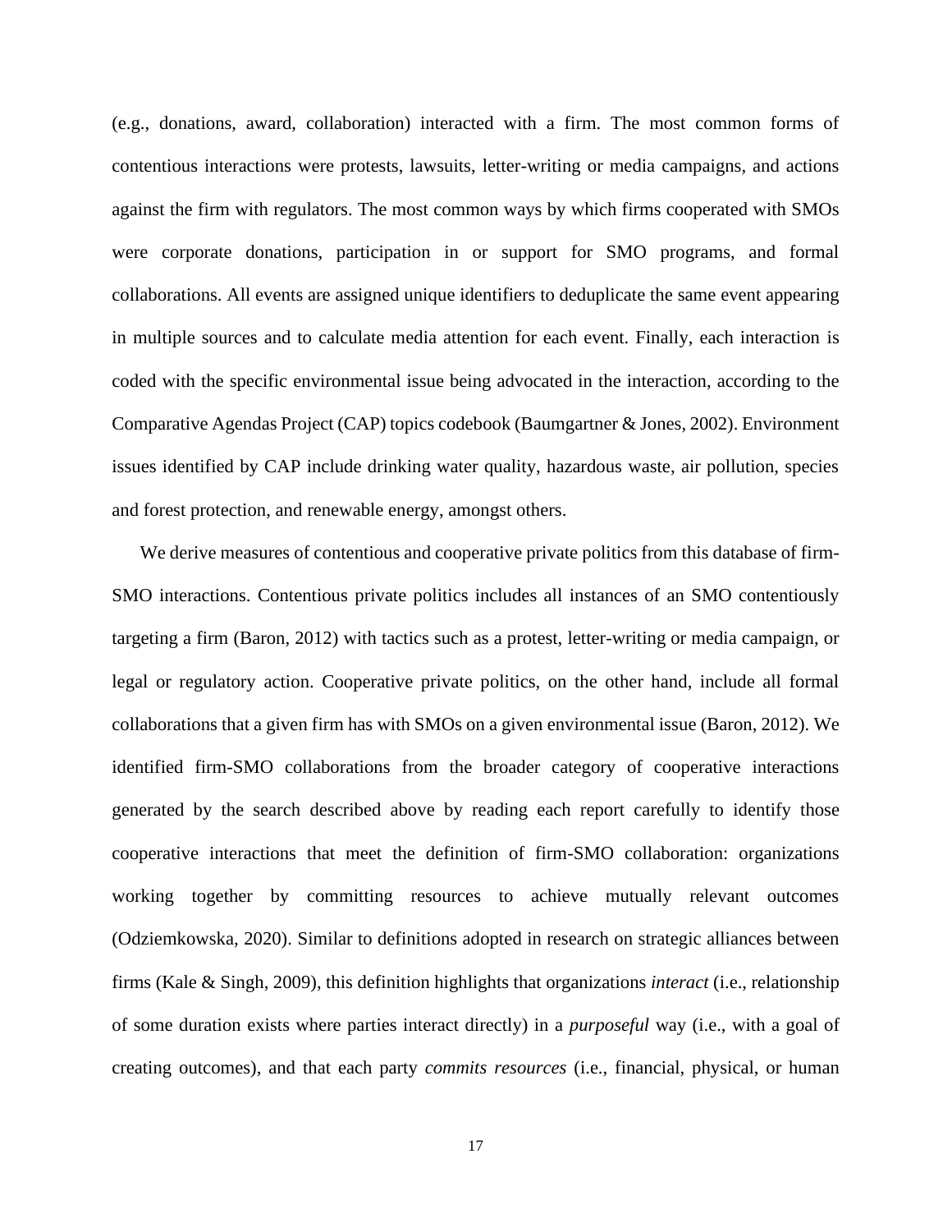(e.g., donations, award, collaboration) interacted with a firm. The most common forms of contentious interactions were protests, lawsuits, letter-writing or media campaigns, and actions against the firm with regulators. The most common ways by which firms cooperated with SMOs were corporate donations, participation in or support for SMO programs, and formal collaborations. All events are assigned unique identifiers to deduplicate the same event appearing in multiple sources and to calculate media attention for each event. Finally, each interaction is coded with the specific environmental issue being advocated in the interaction, according to the Comparative Agendas Project (CAP) topics codebook (Baumgartner & Jones, 2002). Environment issues identified by CAP include drinking water quality, hazardous waste, air pollution, species and forest protection, and renewable energy, amongst others.

We derive measures of contentious and cooperative private politics from this database of firm-SMO interactions. Contentious private politics includes all instances of an SMO contentiously targeting a firm (Baron, 2012) with tactics such as a protest, letter-writing or media campaign, or legal or regulatory action. Cooperative private politics, on the other hand, include all formal collaborations that a given firm has with SMOs on a given environmental issue (Baron, 2012). We identified firm-SMO collaborations from the broader category of cooperative interactions generated by the search described above by reading each report carefully to identify those cooperative interactions that meet the definition of firm-SMO collaboration: organizations working together by committing resources to achieve mutually relevant outcomes (Odziemkowska, 2020). Similar to definitions adopted in research on strategic alliances between firms (Kale & Singh, 2009), this definition highlights that organizations *interact* (i.e., relationship of some duration exists where parties interact directly) in a *purposeful* way (i.e., with a goal of creating outcomes), and that each party *commits resources* (i.e., financial, physical, or human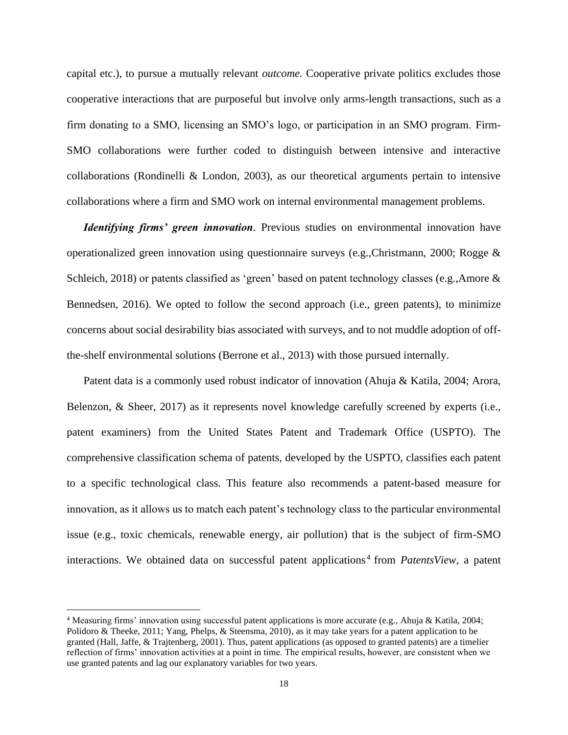capital etc.), to pursue a mutually relevant *outcome.* Cooperative private politics excludes those cooperative interactions that are purposeful but involve only arms-length transactions, such as a firm donating to a SMO, licensing an SMO's logo, or participation in an SMO program. Firm-SMO collaborations were further coded to distinguish between intensive and interactive collaborations (Rondinelli & London, 2003), as our theoretical arguments pertain to intensive collaborations where a firm and SMO work on internal environmental management problems.

***Identifying firms' green innovation***. Previous studies on environmental innovation have operationalized green innovation using questionnaire surveys (e.g.,Christmann, 2000; Rogge & Schleich, 2018) or patents classified as 'green' based on patent technology classes (e.g.,Amore & Bennedsen, 2016). We opted to follow the second approach (i.e., green patents), to minimize concerns about social desirability bias associated with surveys, and to not muddle adoption of off-the-shelf environmental solutions (Berrone et al., 2013) with those pursued internally.

Patent data is a commonly used robust indicator of innovation (Ahuja & Katila, 2004; Arora, Belenzon, & Sheer, 2017) as it represents novel knowledge carefully screened by experts (i.e., patent examiners) from the United States Patent and Trademark Office (USPTO). The comprehensive classification schema of patents, developed by the USPTO, classifies each patent to a specific technological class. This feature also recommends a patent-based measure for innovation, as it allows us to match each patent's technology class to the particular environmental issue (e.g., toxic chemicals, renewable energy, air pollution) that is the subject of firm-SMO interactions. We obtained data on successful patent applications[4] from *PatentsView*, a patent

[4] Measuring firms' innovation using successful patent applications is more accurate (e.g., Ahuja & Katila, 2004; Polidoro & Theeke, 2011; Yang, Phelps, & Steensma, 2010), as it may take years for a patent application to be granted (Hall, Jaffe, & Trajtenberg, 2001). Thus, patent applications (as opposed to granted patents) are a timelier reflection of firms' innovation activities at a point in time. The empirical results, however, are consistent when we use granted patents and lag our explanatory variables for two years.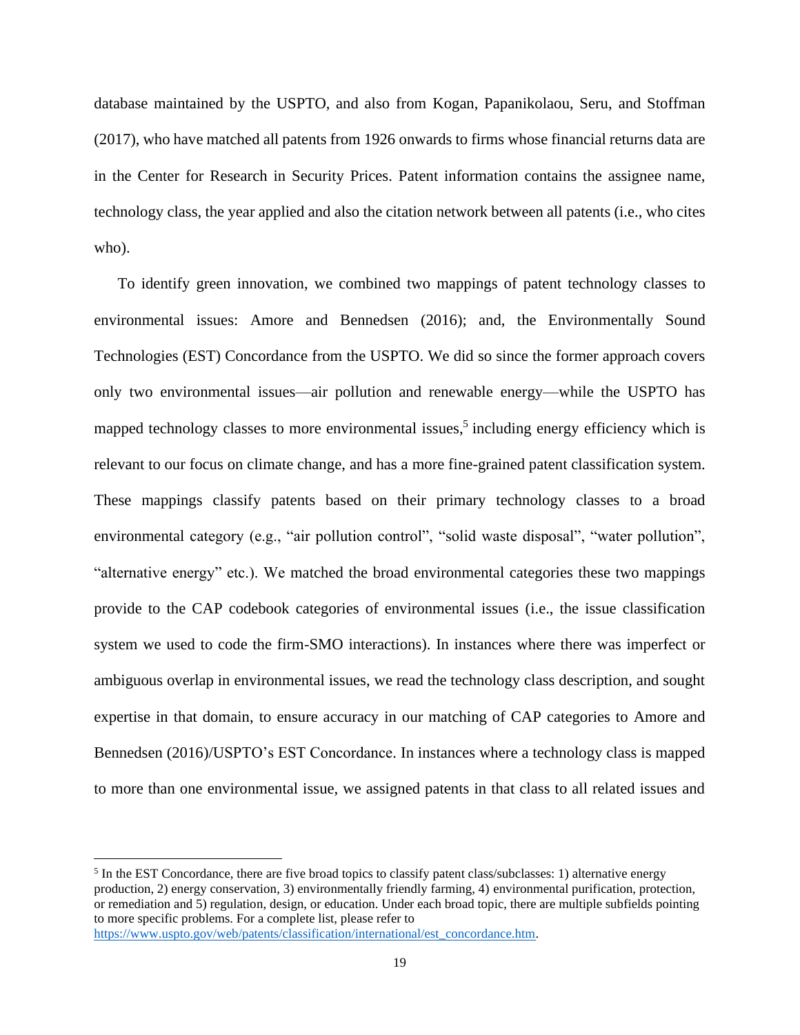database maintained by the USPTO, and also from Kogan, Papanikolaou, Seru, and Stoffman (2017), who have matched all patents from 1926 onwards to firms whose financial returns data are in the Center for Research in Security Prices. Patent information contains the assignee name, technology class, the year applied and also the citation network between all patents (i.e., who cites who).

To identify green innovation, we combined two mappings of patent technology classes to environmental issues: Amore and Bennedsen (2016); and, the Environmentally Sound Technologies (EST) Concordance from the USPTO. We did so since the former approach covers only two environmental issues—air pollution and renewable energy—while the USPTO has mapped technology classes to more environmental issues,[5] including energy efficiency which is relevant to our focus on climate change, and has a more fine-grained patent classification system. These mappings classify patents based on their primary technology classes to a broad environmental category (e.g., "air pollution control", "solid waste disposal", "water pollution", "alternative energy" etc.). We matched the broad environmental categories these two mappings provide to the CAP codebook categories of environmental issues (i.e., the issue classification system we used to code the firm-SMO interactions). In instances where there was imperfect or ambiguous overlap in environmental issues, we read the technology class description, and sought expertise in that domain, to ensure accuracy in our matching of CAP categories to Amore and Bennedsen (2016)/USPTO's EST Concordance. In instances where a technology class is mapped to more than one environmental issue, we assigned patents in that class to all related issues and

[5] In the EST Concordance, there are five broad topics to classify patent class/subclasses: 1) alternative energy production, 2) energy conservation, 3) environmentally friendly farming, 4) environmental purification, protection, or remediation and 5) regulation, design, or education. Under each broad topic, there are multiple subfields pointing to more specific problems. For a complete list, please refer to https://www.uspto.gov/web/patents/classification/international/est_concordance.htm.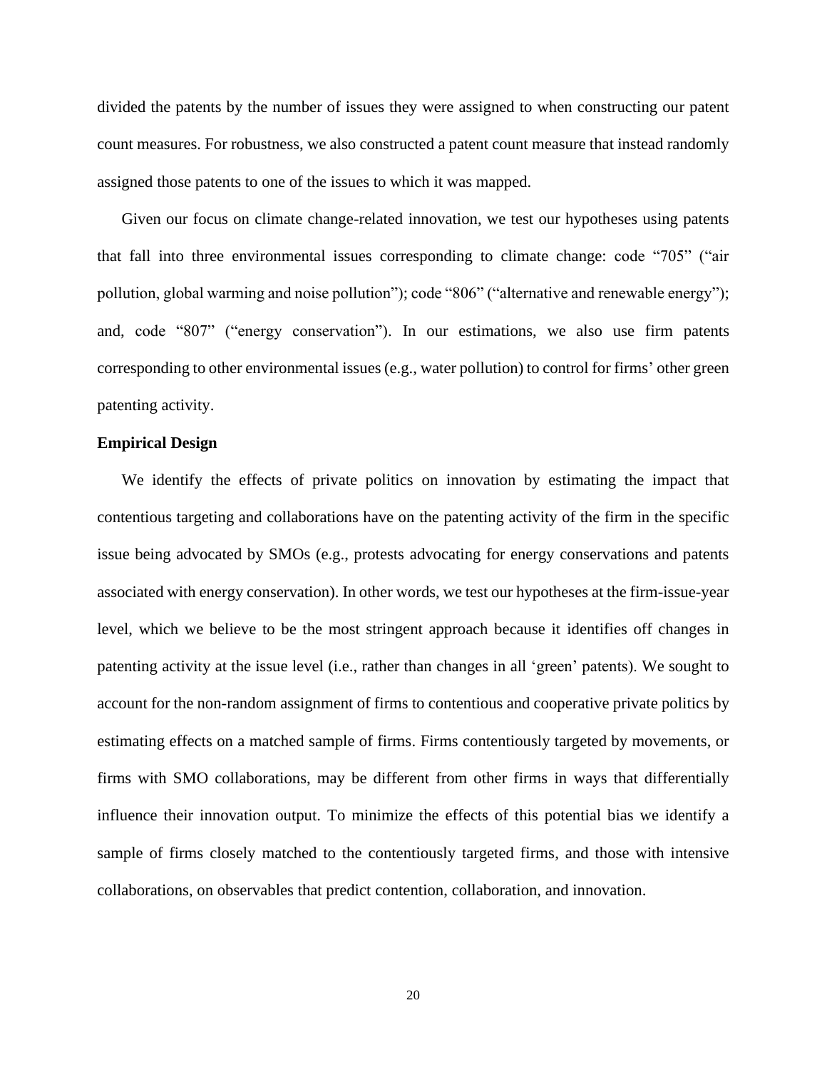divided the patents by the number of issues they were assigned to when constructing our patent count measures. For robustness, we also constructed a patent count measure that instead randomly assigned those patents to one of the issues to which it was mapped.

Given our focus on climate change-related innovation, we test our hypotheses using patents that fall into three environmental issues corresponding to climate change: code "705" ("air pollution, global warming and noise pollution"); code "806" ("alternative and renewable energy"); and, code "807" ("energy conservation"). In our estimations, we also use firm patents corresponding to other environmental issues (e.g., water pollution) to control for firms' other green patenting activity.

**Empirical Design**

We identify the effects of private politics on innovation by estimating the impact that contentious targeting and collaborations have on the patenting activity of the firm in the specific issue being advocated by SMOs (e.g., protests advocating for energy conservations and patents associated with energy conservation). In other words, we test our hypotheses at the firm-issue-year level, which we believe to be the most stringent approach because it identifies off changes in patenting activity at the issue level (i.e., rather than changes in all 'green' patents). We sought to account for the non-random assignment of firms to contentious and cooperative private politics by estimating effects on a matched sample of firms. Firms contentiously targeted by movements, or firms with SMO collaborations, may be different from other firms in ways that differentially influence their innovation output. To minimize the effects of this potential bias we identify a sample of firms closely matched to the contentiously targeted firms, and those with intensive collaborations, on observables that predict contention, collaboration, and innovation.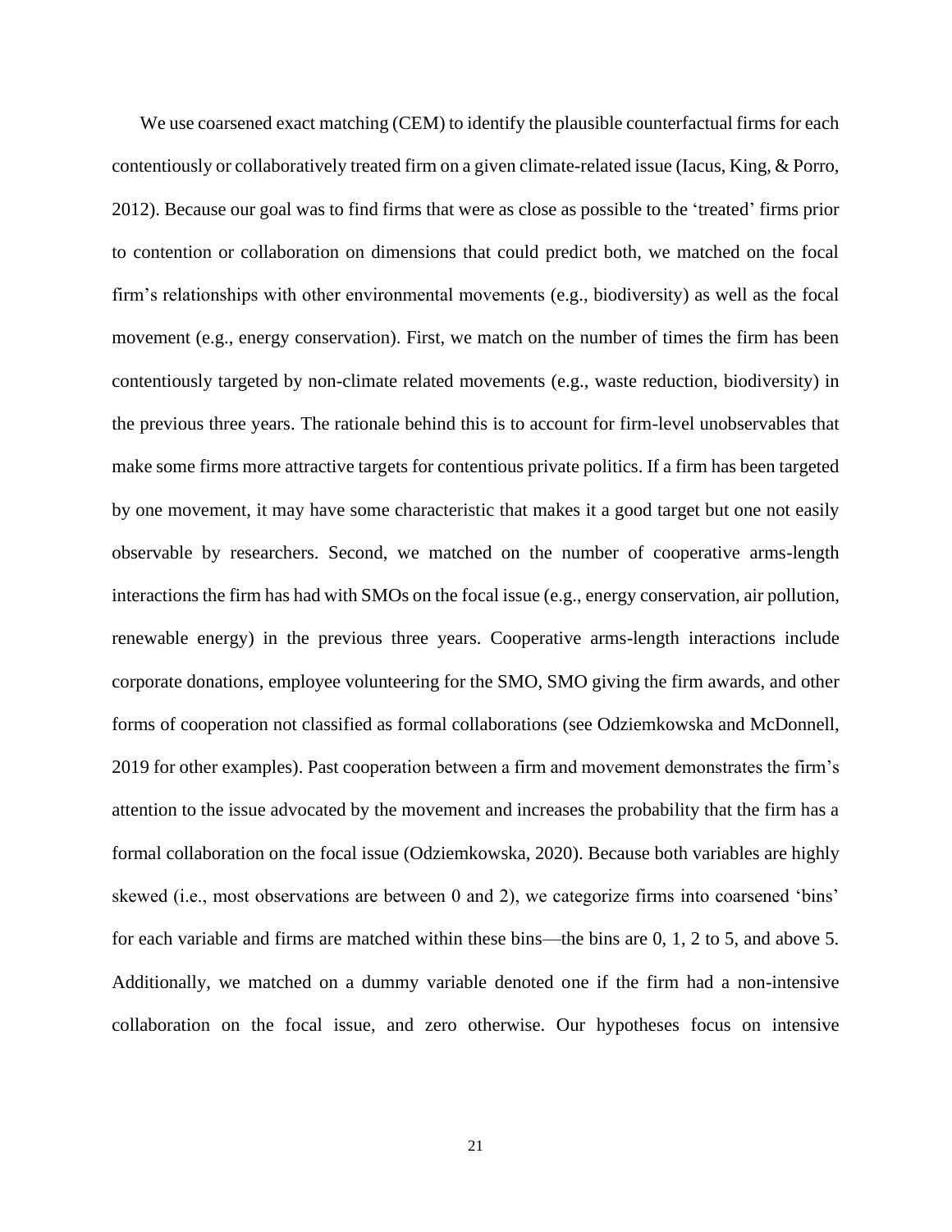We use coarsened exact matching (CEM) to identify the plausible counterfactual firms for each contentiously or collaboratively treated firm on a given climate-related issue (Iacus, King, & Porro, 2012). Because our goal was to find firms that were as close as possible to the 'treated' firms prior to contention or collaboration on dimensions that could predict both, we matched on the focal firm's relationships with other environmental movements (e.g., biodiversity) as well as the focal movement (e.g., energy conservation). First, we match on the number of times the firm has been contentiously targeted by non-climate related movements (e.g., waste reduction, biodiversity) in the previous three years. The rationale behind this is to account for firm-level unobservables that make some firms more attractive targets for contentious private politics. If a firm has been targeted by one movement, it may have some characteristic that makes it a good target but one not easily observable by researchers. Second, we matched on the number of cooperative arms-length interactions the firm has had with SMOs on the focal issue (e.g., energy conservation, air pollution, renewable energy) in the previous three years. Cooperative arms-length interactions include corporate donations, employee volunteering for the SMO, SMO giving the firm awards, and other forms of cooperation not classified as formal collaborations (see Odziemkowska and McDonnell, 2019 for other examples). Past cooperation between a firm and movement demonstrates the firm's attention to the issue advocated by the movement and increases the probability that the firm has a formal collaboration on the focal issue (Odziemkowska, 2020). Because both variables are highly skewed (i.e., most observations are between 0 and 2), we categorize firms into coarsened 'bins' for each variable and firms are matched within these bins—the bins are 0, 1, 2 to 5, and above 5. Additionally, we matched on a dummy variable denoted one if the firm had a non-intensive collaboration on the focal issue, and zero otherwise. Our hypotheses focus on intensive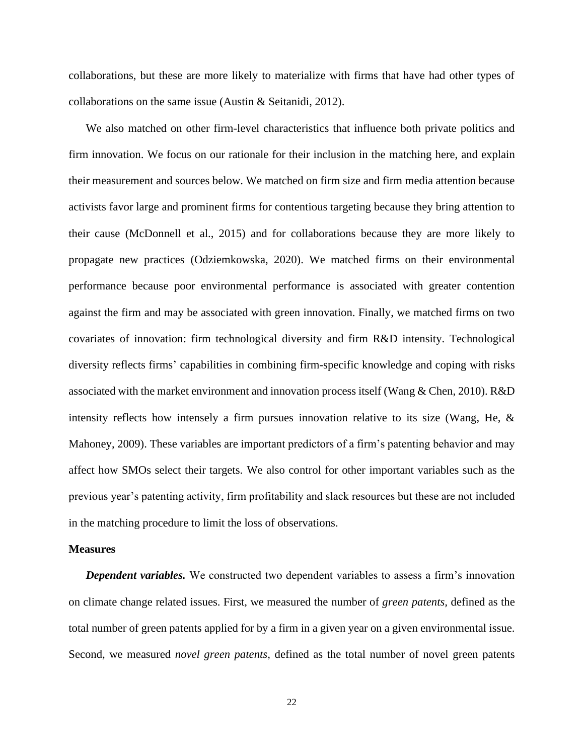collaborations, but these are more likely to materialize with firms that have had other types of collaborations on the same issue (Austin & Seitanidi, 2012).

We also matched on other firm-level characteristics that influence both private politics and firm innovation. We focus on our rationale for their inclusion in the matching here, and explain their measurement and sources below. We matched on firm size and firm media attention because activists favor large and prominent firms for contentious targeting because they bring attention to their cause (McDonnell et al., 2015) and for collaborations because they are more likely to propagate new practices (Odziemkowska, 2020). We matched firms on their environmental performance because poor environmental performance is associated with greater contention against the firm and may be associated with green innovation. Finally, we matched firms on two covariates of innovation: firm technological diversity and firm R&D intensity. Technological diversity reflects firms' capabilities in combining firm-specific knowledge and coping with risks associated with the market environment and innovation process itself (Wang & Chen, 2010). R&D intensity reflects how intensely a firm pursues innovation relative to its size (Wang, He, & Mahoney, 2009). These variables are important predictors of a firm's patenting behavior and may affect how SMOs select their targets. We also control for other important variables such as the previous year's patenting activity, firm profitability and slack resources but these are not included in the matching procedure to limit the loss of observations.

### Measures

***Dependent variables.*** We constructed two dependent variables to assess a firm's innovation on climate change related issues. First, we measured the number of *green patents*, defined as the total number of green patents applied for by a firm in a given year on a given environmental issue. Second, we measured *novel green patents*, defined as the total number of novel green patents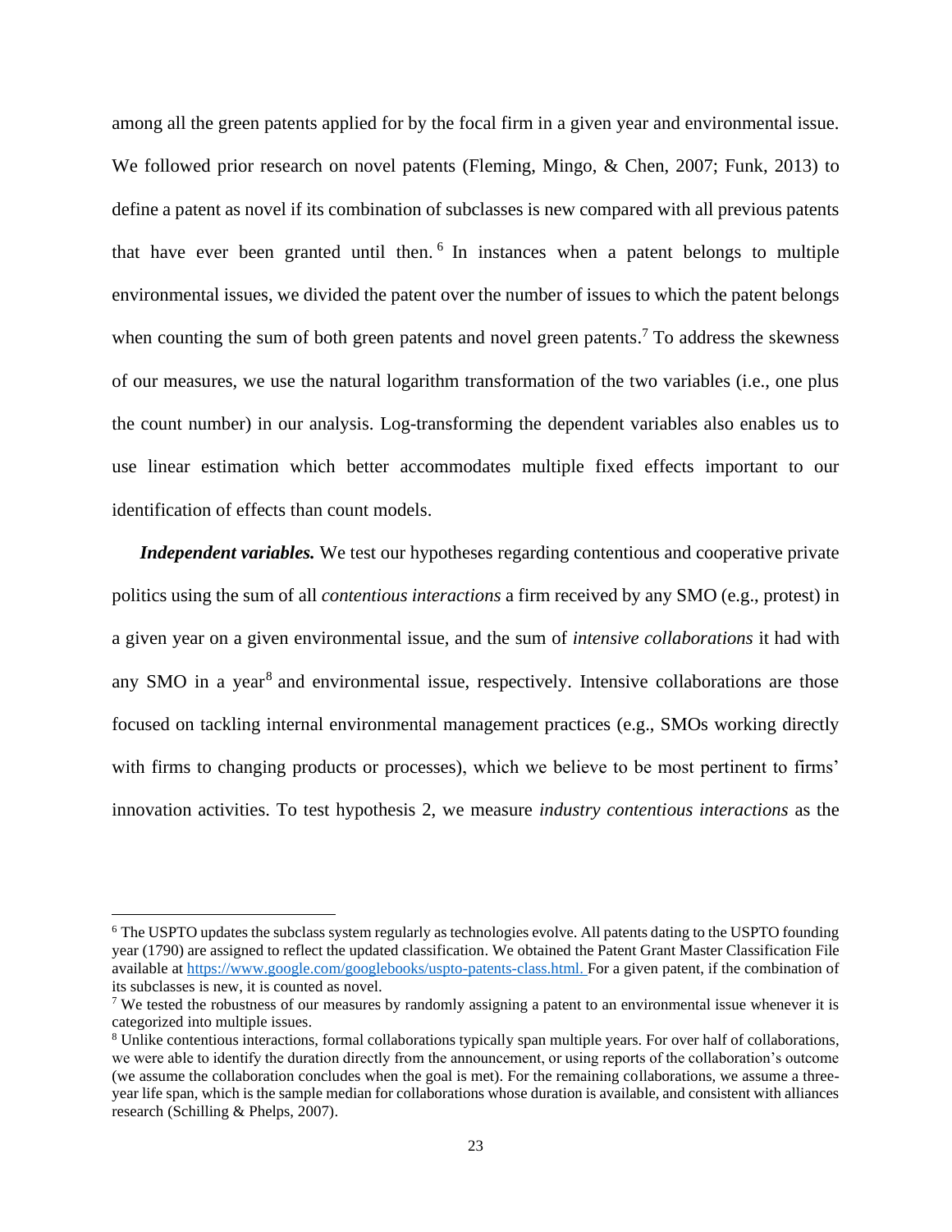among all the green patents applied for by the focal firm in a given year and environmental issue. We followed prior research on novel patents (Fleming, Mingo, & Chen, 2007; Funk, 2013) to define a patent as novel if its combination of subclasses is new compared with all previous patents that have ever been granted until then.[6] In instances when a patent belongs to multiple environmental issues, we divided the patent over the number of issues to which the patent belongs when counting the sum of both green patents and novel green patents.[7] To address the skewness of our measures, we use the natural logarithm transformation of the two variables (i.e., one plus the count number) in our analysis. Log-transforming the dependent variables also enables us to use linear estimation which better accommodates multiple fixed effects important to our identification of effects than count models.

***Independent variables.*** We test our hypotheses regarding contentious and cooperative private politics using the sum of all *contentious interactions* a firm received by any SMO (e.g., protest) in a given year on a given environmental issue, and the sum of *intensive collaborations* it had with any SMO in a year[8] and environmental issue, respectively. Intensive collaborations are those focused on tackling internal environmental management practices (e.g., SMOs working directly with firms to changing products or processes), which we believe to be most pertinent to firms' innovation activities. To test hypothesis 2, we measure *industry contentious interactions* as the

---

[6] The USPTO updates the subclass system regularly as technologies evolve. All patents dating to the USPTO founding year (1790) are assigned to reflect the updated classification. We obtained the Patent Grant Master Classification File available at https://www.google.com/googlebooks/uspto-patents-class.html. For a given patent, if the combination of its subclasses is new, it is counted as novel.

[7] We tested the robustness of our measures by randomly assigning a patent to an environmental issue whenever it is categorized into multiple issues.

[8] Unlike contentious interactions, formal collaborations typically span multiple years. For over half of collaborations, we were able to identify the duration directly from the announcement, or using reports of the collaboration's outcome (we assume the collaboration concludes when the goal is met). For the remaining collaborations, we assume a three-year life span, which is the sample median for collaborations whose duration is available, and consistent with alliances research (Schilling & Phelps, 2007).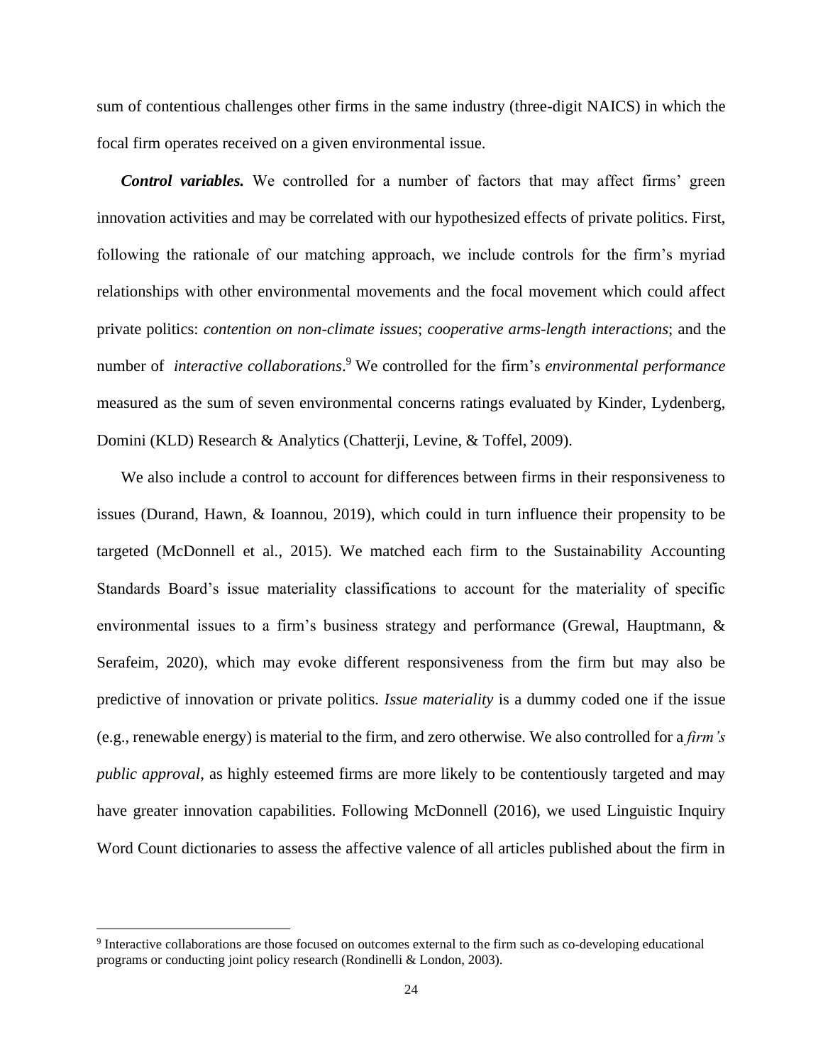sum of contentious challenges other firms in the same industry (three-digit NAICS) in which the focal firm operates received on a given environmental issue.

***Control variables.*** We controlled for a number of factors that may affect firms' green innovation activities and may be correlated with our hypothesized effects of private politics. First, following the rationale of our matching approach, we include controls for the firm's myriad relationships with other environmental movements and the focal movement which could affect private politics: *contention on non-climate issues*; *cooperative arms-length interactions*; and the number of *interactive collaborations*.[9] We controlled for the firm's *environmental performance* measured as the sum of seven environmental concerns ratings evaluated by Kinder, Lydenberg, Domini (KLD) Research & Analytics (Chatterji, Levine, & Toffel, 2009).

We also include a control to account for differences between firms in their responsiveness to issues (Durand, Hawn, & Ioannou, 2019), which could in turn influence their propensity to be targeted (McDonnell et al., 2015). We matched each firm to the Sustainability Accounting Standards Board's issue materiality classifications to account for the materiality of specific environmental issues to a firm's business strategy and performance (Grewal, Hauptmann, & Serafeim, 2020), which may evoke different responsiveness from the firm but may also be predictive of innovation or private politics. *Issue materiality* is a dummy coded one if the issue (e.g., renewable energy) is material to the firm, and zero otherwise. We also controlled for a *firm's public approval*, as highly esteemed firms are more likely to be contentiously targeted and may have greater innovation capabilities. Following McDonnell (2016), we used Linguistic Inquiry Word Count dictionaries to assess the affective valence of all articles published about the firm in

[9] Interactive collaborations are those focused on outcomes external to the firm such as co-developing educational programs or conducting joint policy research (Rondinelli & London, 2003).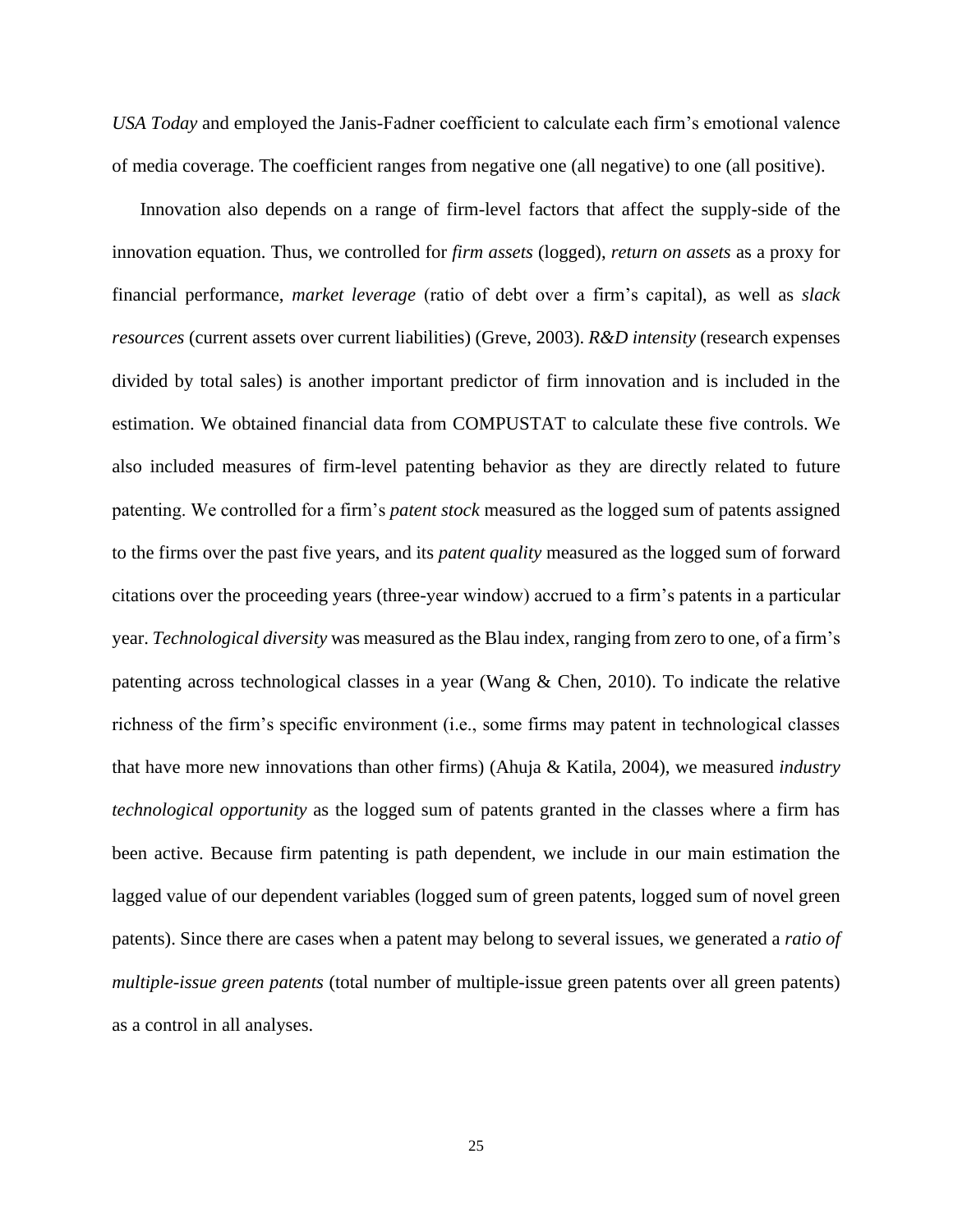*USA Today* and employed the Janis-Fadner coefficient to calculate each firm's emotional valence of media coverage. The coefficient ranges from negative one (all negative) to one (all positive).

Innovation also depends on a range of firm-level factors that affect the supply-side of the innovation equation. Thus, we controlled for *firm assets* (logged), *return on assets* as a proxy for financial performance, *market leverage* (ratio of debt over a firm's capital), as well as *slack resources* (current assets over current liabilities) (Greve, 2003). *R&D intensity* (research expenses divided by total sales) is another important predictor of firm innovation and is included in the estimation. We obtained financial data from COMPUSTAT to calculate these five controls. We also included measures of firm-level patenting behavior as they are directly related to future patenting. We controlled for a firm's *patent stock* measured as the logged sum of patents assigned to the firms over the past five years, and its *patent quality* measured as the logged sum of forward citations over the proceeding years (three-year window) accrued to a firm's patents in a particular year. *Technological diversity* was measured as the Blau index, ranging from zero to one, of a firm's patenting across technological classes in a year (Wang & Chen, 2010). To indicate the relative richness of the firm's specific environment (i.e., some firms may patent in technological classes that have more new innovations than other firms) (Ahuja & Katila, 2004), we measured *industry technological opportunity* as the logged sum of patents granted in the classes where a firm has been active. Because firm patenting is path dependent, we include in our main estimation the lagged value of our dependent variables (logged sum of green patents, logged sum of novel green patents). Since there are cases when a patent may belong to several issues, we generated a *ratio of multiple-issue green patents* (total number of multiple-issue green patents over all green patents) as a control in all analyses.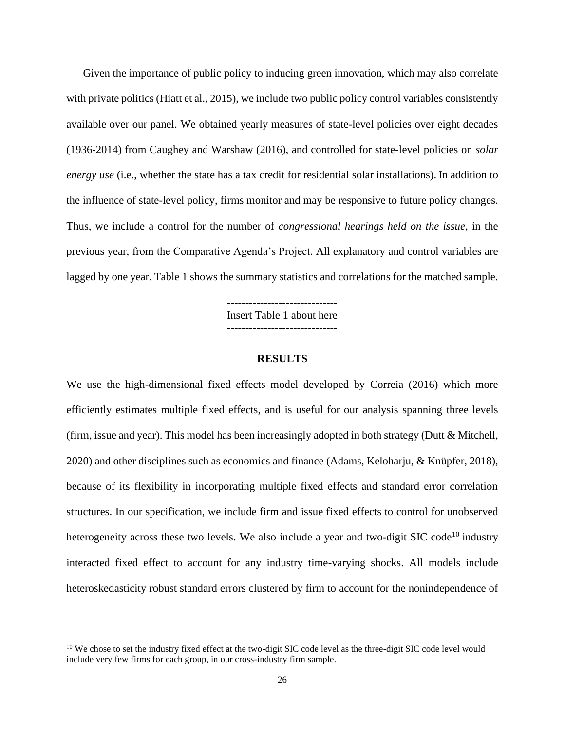Given the importance of public policy to inducing green innovation, which may also correlate with private politics (Hiatt et al., 2015), we include two public policy control variables consistently available over our panel. We obtained yearly measures of state-level policies over eight decades (1936-2014) from Caughey and Warshaw (2016), and controlled for state-level policies on *solar energy use* (i.e., whether the state has a tax credit for residential solar installations). In addition to the influence of state-level policy, firms monitor and may be responsive to future policy changes. Thus, we include a control for the number of *congressional hearings held on the issue*, in the previous year, from the Comparative Agenda's Project. All explanatory and control variables are lagged by one year. Table 1 shows the summary statistics and correlations for the matched sample.

------------------------------
Insert Table 1 about here
------------------------------

## RESULTS

We use the high-dimensional fixed effects model developed by Correia (2016) which more efficiently estimates multiple fixed effects, and is useful for our analysis spanning three levels (firm, issue and year). This model has been increasingly adopted in both strategy (Dutt & Mitchell, 2020) and other disciplines such as economics and finance (Adams, Keloharju, & Knüpfer, 2018), because of its flexibility in incorporating multiple fixed effects and standard error correlation structures. In our specification, we include firm and issue fixed effects to control for unobserved heterogeneity across these two levels. We also include a year and two-digit SIC code[10] industry interacted fixed effect to account for any industry time-varying shocks. All models include heteroskedasticity robust standard errors clustered by firm to account for the nonindependence of

[10] We chose to set the industry fixed effect at the two-digit SIC code level as the three-digit SIC code level would include very few firms for each group, in our cross-industry firm sample.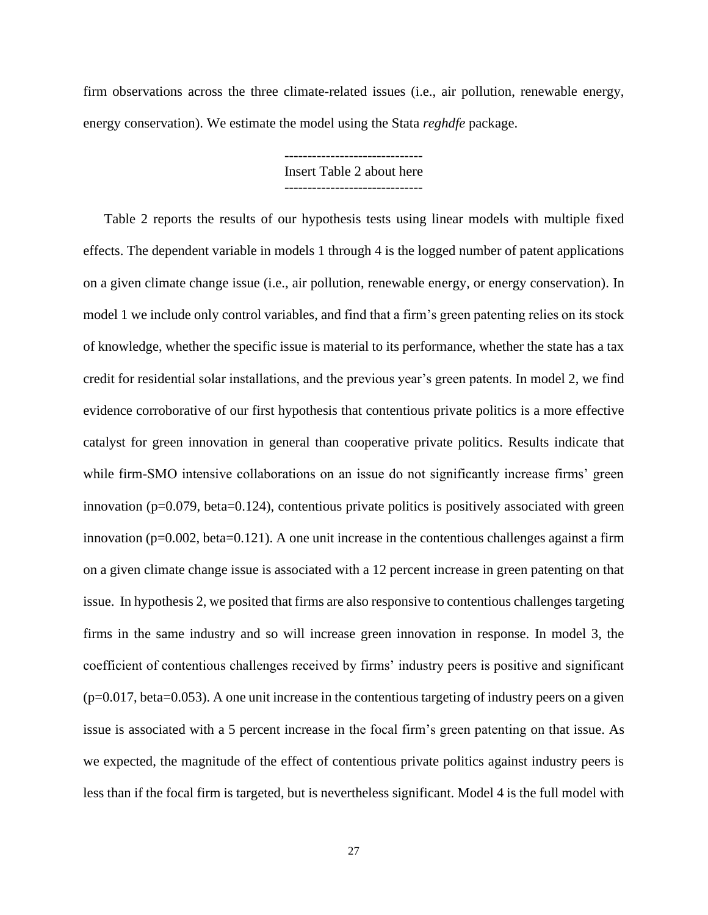firm observations across the three climate-related issues (i.e., air pollution, renewable energy, energy conservation). We estimate the model using the Stata *reghdfe* package.

------------------------------
Insert Table 2 about here
------------------------------

Table 2 reports the results of our hypothesis tests using linear models with multiple fixed effects. The dependent variable in models 1 through 4 is the logged number of patent applications on a given climate change issue (i.e., air pollution, renewable energy, or energy conservation). In model 1 we include only control variables, and find that a firm's green patenting relies on its stock of knowledge, whether the specific issue is material to its performance, whether the state has a tax credit for residential solar installations, and the previous year's green patents. In model 2, we find evidence corroborative of our first hypothesis that contentious private politics is a more effective catalyst for green innovation in general than cooperative private politics. Results indicate that while firm-SMO intensive collaborations on an issue do not significantly increase firms' green innovation ($p=0.079$, beta=0.124), contentious private politics is positively associated with green innovation ($p=0.002$, beta=0.121). A one unit increase in the contentious challenges against a firm on a given climate change issue is associated with a 12 percent increase in green patenting on that issue. In hypothesis 2, we posited that firms are also responsive to contentious challenges targeting firms in the same industry and so will increase green innovation in response. In model 3, the coefficient of contentious challenges received by firms' industry peers is positive and significant ($p=0.017$, beta=0.053). A one unit increase in the contentious targeting of industry peers on a given issue is associated with a 5 percent increase in the focal firm's green patenting on that issue. As we expected, the magnitude of the effect of contentious private politics against industry peers is less than if the focal firm is targeted, but is nevertheless significant. Model 4 is the full model with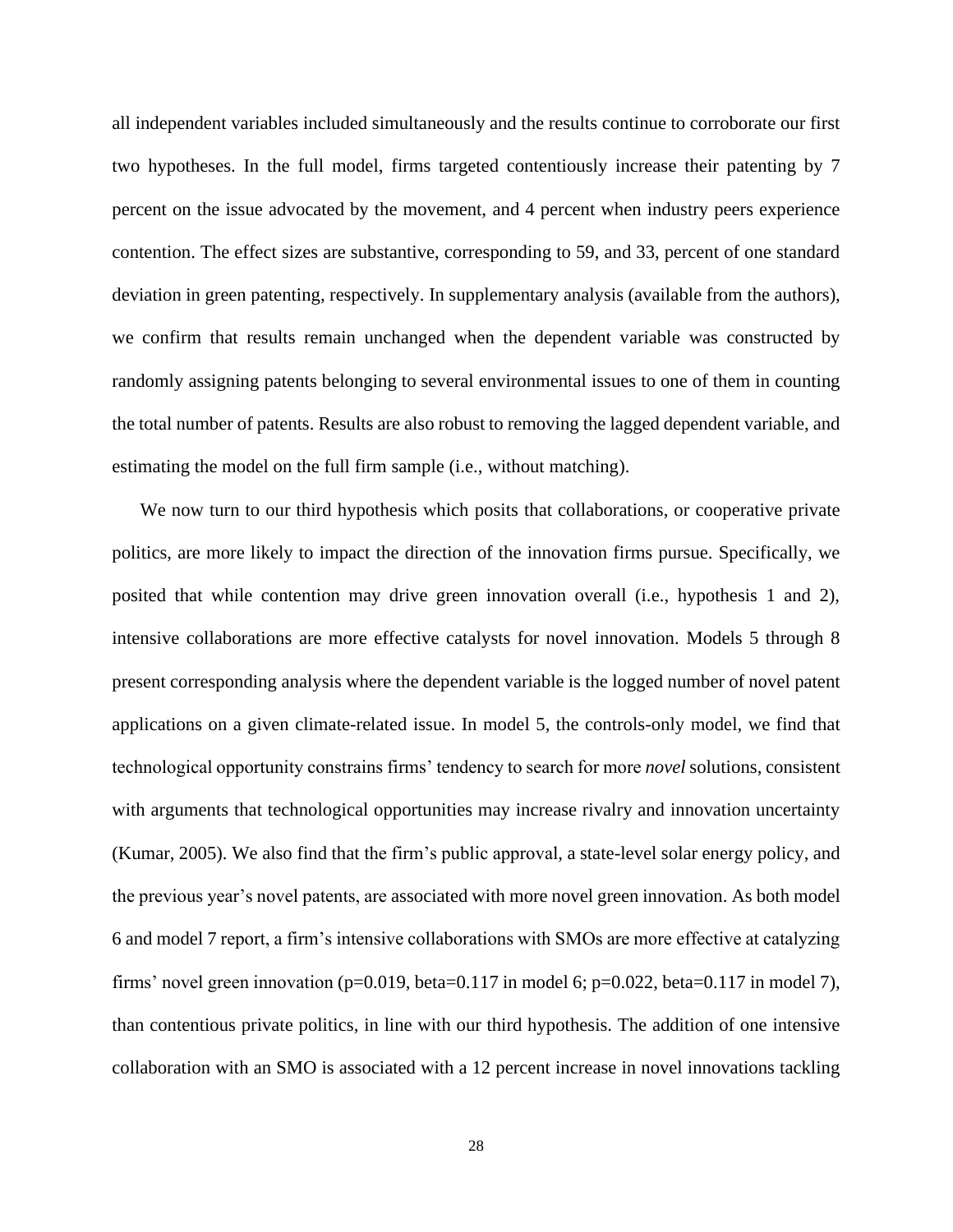all independent variables included simultaneously and the results continue to corroborate our first two hypotheses. In the full model, firms targeted contentiously increase their patenting by 7 percent on the issue advocated by the movement, and 4 percent when industry peers experience contention. The effect sizes are substantive, corresponding to 59, and 33, percent of one standard deviation in green patenting, respectively. In supplementary analysis (available from the authors), we confirm that results remain unchanged when the dependent variable was constructed by randomly assigning patents belonging to several environmental issues to one of them in counting the total number of patents. Results are also robust to removing the lagged dependent variable, and estimating the model on the full firm sample (i.e., without matching).

We now turn to our third hypothesis which posits that collaborations, or cooperative private politics, are more likely to impact the direction of the innovation firms pursue. Specifically, we posited that while contention may drive green innovation overall (i.e., hypothesis 1 and 2), intensive collaborations are more effective catalysts for novel innovation. Models 5 through 8 present corresponding analysis where the dependent variable is the logged number of novel patent applications on a given climate-related issue. In model 5, the controls-only model, we find that technological opportunity constrains firms' tendency to search for more *novel* solutions, consistent with arguments that technological opportunities may increase rivalry and innovation uncertainty (Kumar, 2005). We also find that the firm's public approval, a state-level solar energy policy, and the previous year's novel patents, are associated with more novel green innovation. As both model 6 and model 7 report, a firm's intensive collaborations with SMOs are more effective at catalyzing firms' novel green innovation ($p=0.019$, $beta=0.117$ in model 6; $p=0.022$, $beta=0.117$ in model 7), than contentious private politics, in line with our third hypothesis. The addition of one intensive collaboration with an SMO is associated with a 12 percent increase in novel innovations tackling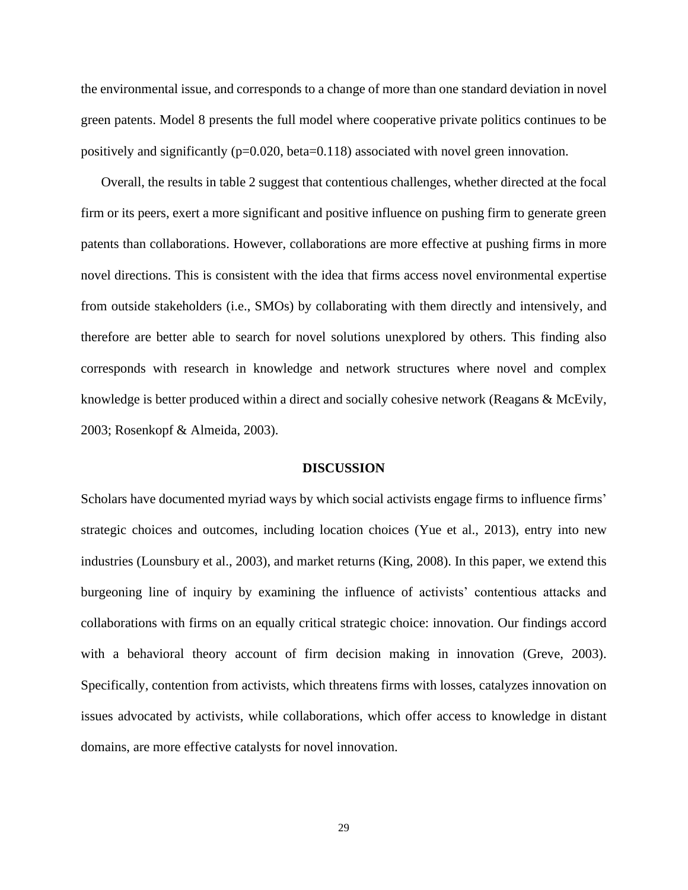the environmental issue, and corresponds to a change of more than one standard deviation in novel green patents. Model 8 presents the full model where cooperative private politics continues to be positively and significantly (p=0.020, beta=0.118) associated with novel green innovation.

Overall, the results in table 2 suggest that contentious challenges, whether directed at the focal firm or its peers, exert a more significant and positive influence on pushing firm to generate green patents than collaborations. However, collaborations are more effective at pushing firms in more novel directions. This is consistent with the idea that firms access novel environmental expertise from outside stakeholders (i.e., SMOs) by collaborating with them directly and intensively, and therefore are better able to search for novel solutions unexplored by others. This finding also corresponds with research in knowledge and network structures where novel and complex knowledge is better produced within a direct and socially cohesive network (Reagans & McEvily, 2003; Rosenkopf & Almeida, 2003).

## DISCUSSION

Scholars have documented myriad ways by which social activists engage firms to influence firms' strategic choices and outcomes, including location choices (Yue et al., 2013), entry into new industries (Lounsbury et al., 2003), and market returns (King, 2008). In this paper, we extend this burgeoning line of inquiry by examining the influence of activists' contentious attacks and collaborations with firms on an equally critical strategic choice: innovation. Our findings accord with a behavioral theory account of firm decision making in innovation (Greve, 2003). Specifically, contention from activists, which threatens firms with losses, catalyzes innovation on issues advocated by activists, while collaborations, which offer access to knowledge in distant domains, are more effective catalysts for novel innovation.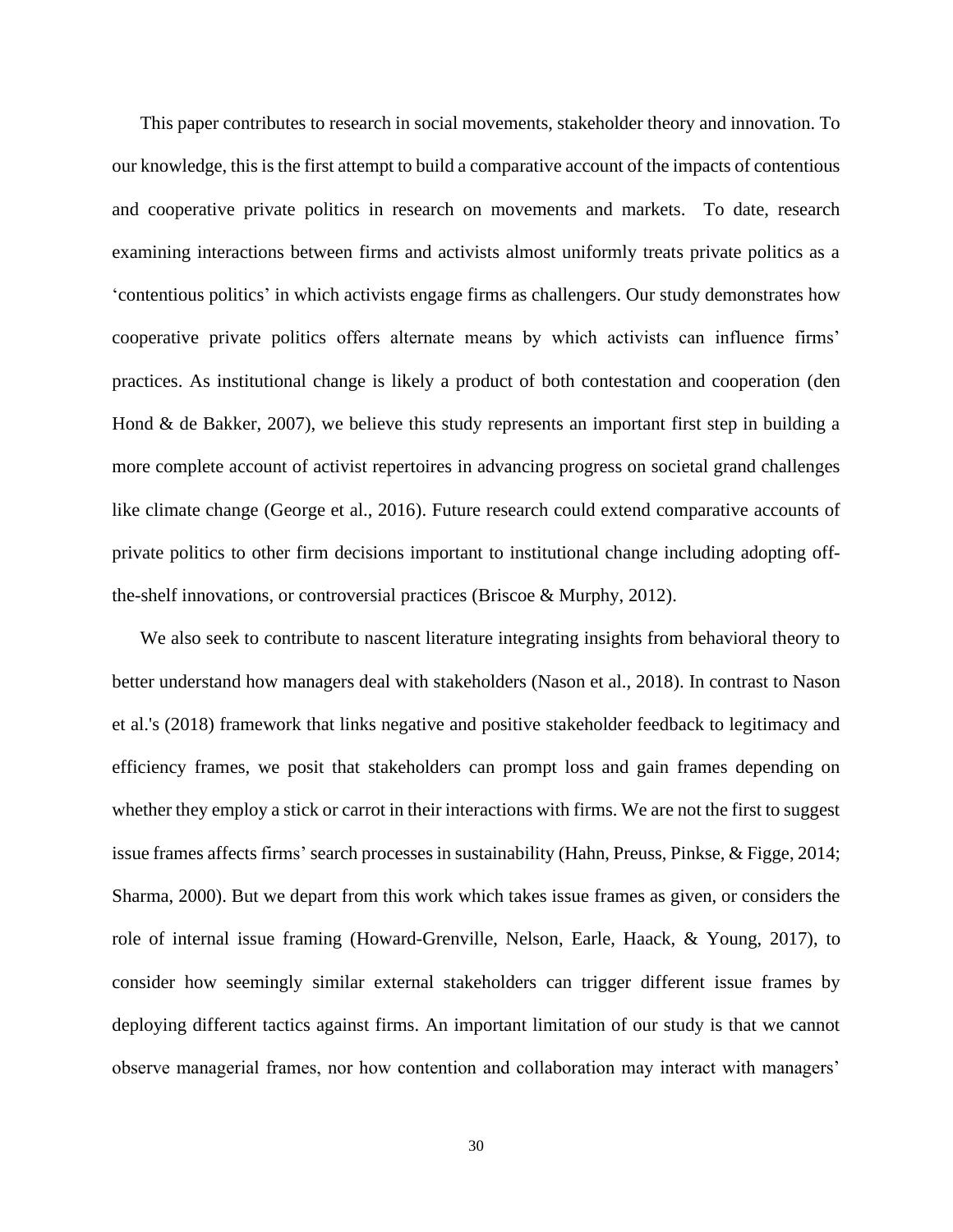This paper contributes to research in social movements, stakeholder theory and innovation. To our knowledge, this is the first attempt to build a comparative account of the impacts of contentious and cooperative private politics in research on movements and markets. To date, research examining interactions between firms and activists almost uniformly treats private politics as a 'contentious politics' in which activists engage firms as challengers. Our study demonstrates how cooperative private politics offers alternate means by which activists can influence firms' practices. As institutional change is likely a product of both contestation and cooperation (den Hond & de Bakker, 2007), we believe this study represents an important first step in building a more complete account of activist repertoires in advancing progress on societal grand challenges like climate change (George et al., 2016). Future research could extend comparative accounts of private politics to other firm decisions important to institutional change including adopting off-the-shelf innovations, or controversial practices (Briscoe & Murphy, 2012).

We also seek to contribute to nascent literature integrating insights from behavioral theory to better understand how managers deal with stakeholders (Nason et al., 2018). In contrast to Nason et al.'s (2018) framework that links negative and positive stakeholder feedback to legitimacy and efficiency frames, we posit that stakeholders can prompt loss and gain frames depending on whether they employ a stick or carrot in their interactions with firms. We are not the first to suggest issue frames affects firms' search processes in sustainability (Hahn, Preuss, Pinkse, & Figge, 2014; Sharma, 2000). But we depart from this work which takes issue frames as given, or considers the role of internal issue framing (Howard-Grenville, Nelson, Earle, Haack, & Young, 2017), to consider how seemingly similar external stakeholders can trigger different issue frames by deploying different tactics against firms. An important limitation of our study is that we cannot observe managerial frames, nor how contention and collaboration may interact with managers'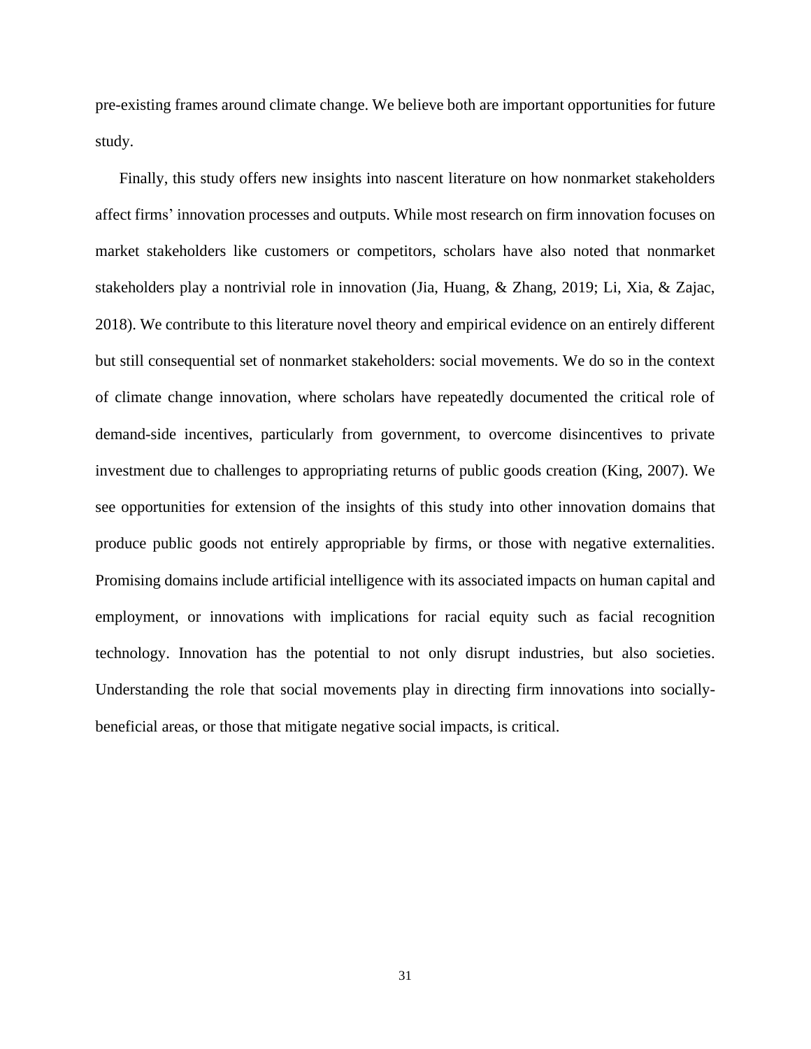pre-existing frames around climate change. We believe both are important opportunities for future study.

Finally, this study offers new insights into nascent literature on how nonmarket stakeholders affect firms' innovation processes and outputs. While most research on firm innovation focuses on market stakeholders like customers or competitors, scholars have also noted that nonmarket stakeholders play a nontrivial role in innovation (Jia, Huang, & Zhang, 2019; Li, Xia, & Zajac, 2018). We contribute to this literature novel theory and empirical evidence on an entirely different but still consequential set of nonmarket stakeholders: social movements. We do so in the context of climate change innovation, where scholars have repeatedly documented the critical role of demand-side incentives, particularly from government, to overcome disincentives to private investment due to challenges to appropriating returns of public goods creation (King, 2007). We see opportunities for extension of the insights of this study into other innovation domains that produce public goods not entirely appropriable by firms, or those with negative externalities. Promising domains include artificial intelligence with its associated impacts on human capital and employment, or innovations with implications for racial equity such as facial recognition technology. Innovation has the potential to not only disrupt industries, but also societies. Understanding the role that social movements play in directing firm innovations into socially-beneficial areas, or those that mitigate negative social impacts, is critical.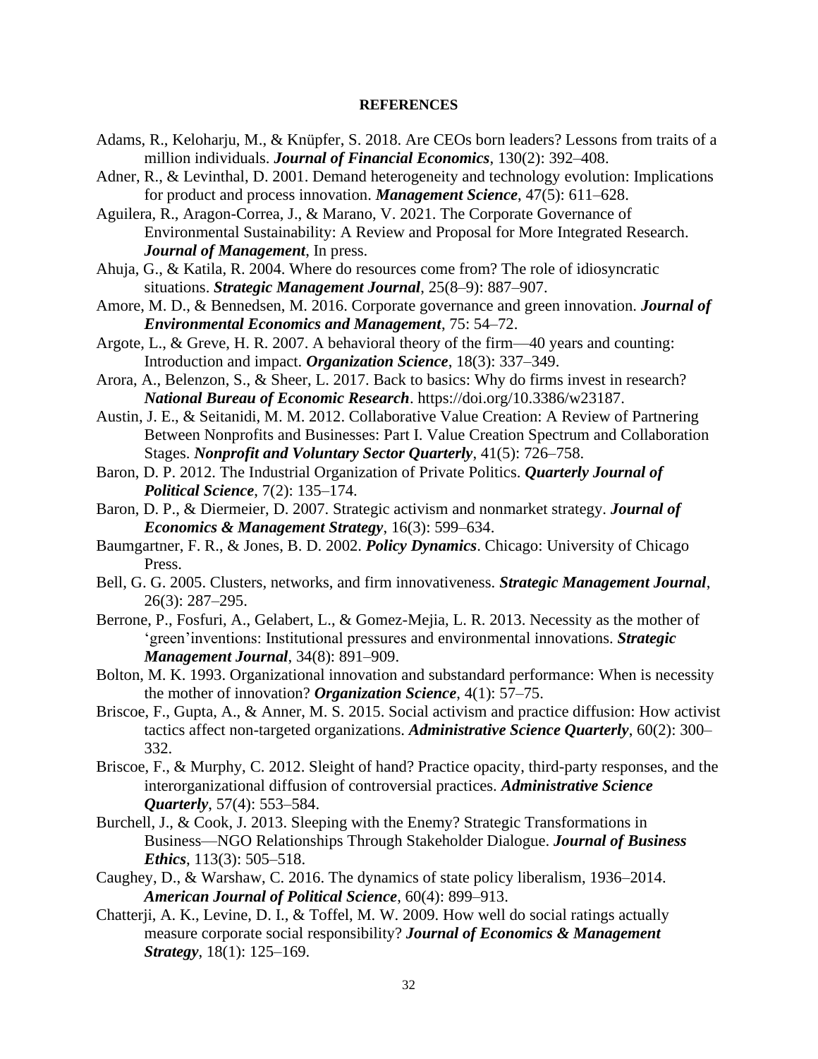**REFERENCES**

Adams, R., Keloharju, M., & Knüpfer, S. 2018. Are CEOs born leaders? Lessons from traits of a million individuals. ***Journal of Financial Economics***, 130(2): 392–408.

Adner, R., & Levinthal, D. 2001. Demand heterogeneity and technology evolution: Implications for product and process innovation. ***Management Science***, 47(5): 611–628.

Aguilera, R., Aragon-Correa, J., & Marano, V. 2021. The Corporate Governance of Environmental Sustainability: A Review and Proposal for More Integrated Research. ***Journal of Management***, In press.

Ahuja, G., & Katila, R. 2004. Where do resources come from? The role of idiosyncratic situations. ***Strategic Management Journal***, 25(8–9): 887–907.

Amore, M. D., & Bennedsen, M. 2016. Corporate governance and green innovation. ***Journal of Environmental Economics and Management***, 75: 54–72.

Argote, L., & Greve, H. R. 2007. A behavioral theory of the firm—40 years and counting: Introduction and impact. ***Organization Science***, 18(3): 337–349.

Arora, A., Belenzon, S., & Sheer, L. 2017. Back to basics: Why do firms invest in research? ***National Bureau of Economic Research***. https://doi.org/10.3386/w23187.

Austin, J. E., & Seitanidi, M. M. 2012. Collaborative Value Creation: A Review of Partnering Between Nonprofits and Businesses: Part I. Value Creation Spectrum and Collaboration Stages. ***Nonprofit and Voluntary Sector Quarterly***, 41(5): 726–758.

Baron, D. P. 2012. The Industrial Organization of Private Politics. ***Quarterly Journal of Political Science***, 7(2): 135–174.

Baron, D. P., & Diermeier, D. 2007. Strategic activism and nonmarket strategy. ***Journal of Economics & Management Strategy***, 16(3): 599–634.

Baumgartner, F. R., & Jones, B. D. 2002. ***Policy Dynamics***. Chicago: University of Chicago Press.

Bell, G. G. 2005. Clusters, networks, and firm innovativeness. ***Strategic Management Journal***, 26(3): 287–295.

Berrone, P., Fosfuri, A., Gelabert, L., & Gomez-Mejia, L. R. 2013. Necessity as the mother of 'green'inventions: Institutional pressures and environmental innovations. ***Strategic Management Journal***, 34(8): 891–909.

Bolton, M. K. 1993. Organizational innovation and substandard performance: When is necessity the mother of innovation? ***Organization Science***, 4(1): 57–75.

Briscoe, F., Gupta, A., & Anner, M. S. 2015. Social activism and practice diffusion: How activist tactics affect non-targeted organizations. ***Administrative Science Quarterly***, 60(2): 300–332.

Briscoe, F., & Murphy, C. 2012. Sleight of hand? Practice opacity, third-party responses, and the interorganizational diffusion of controversial practices. ***Administrative Science Quarterly***, 57(4): 553–584.

Burchell, J., & Cook, J. 2013. Sleeping with the Enemy? Strategic Transformations in Business—NGO Relationships Through Stakeholder Dialogue. ***Journal of Business Ethics***, 113(3): 505–518.

Caughey, D., & Warshaw, C. 2016. The dynamics of state policy liberalism, 1936–2014. ***American Journal of Political Science***, 60(4): 899–913.

Chatterji, A. K., Levine, D. I., & Toffel, M. W. 2009. How well do social ratings actually measure corporate social responsibility? ***Journal of Economics & Management Strategy***, 18(1): 125–169.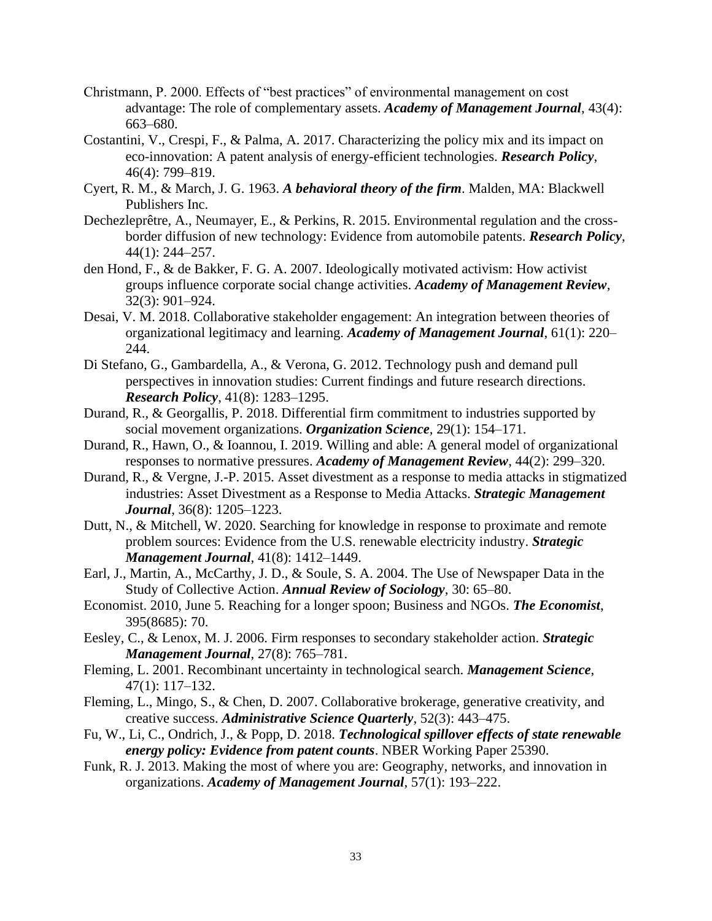Christmann, P. 2000. Effects of "best practices" of environmental management on cost advantage: The role of complementary assets. ***Academy of Management Journal***, 43(4): 663–680.

Costantini, V., Crespi, F., & Palma, A. 2017. Characterizing the policy mix and its impact on eco-innovation: A patent analysis of energy-efficient technologies. ***Research Policy***, 46(4): 799–819.

Cyert, R. M., & March, J. G. 1963. ***A behavioral theory of the firm***. Malden, MA: Blackwell Publishers Inc.

Dechezleprêtre, A., Neumayer, E., & Perkins, R. 2015. Environmental regulation and the cross-border diffusion of new technology: Evidence from automobile patents. ***Research Policy***, 44(1): 244–257.

den Hond, F., & de Bakker, F. G. A. 2007. Ideologically motivated activism: How activist groups influence corporate social change activities. ***Academy of Management Review***, 32(3): 901–924.

Desai, V. M. 2018. Collaborative stakeholder engagement: An integration between theories of organizational legitimacy and learning. ***Academy of Management Journal***, 61(1): 220–244.

Di Stefano, G., Gambardella, A., & Verona, G. 2012. Technology push and demand pull perspectives in innovation studies: Current findings and future research directions. ***Research Policy***, 41(8): 1283–1295.

Durand, R., & Georgallis, P. 2018. Differential firm commitment to industries supported by social movement organizations. ***Organization Science***, 29(1): 154–171.

Durand, R., Hawn, O., & Ioannou, I. 2019. Willing and able: A general model of organizational responses to normative pressures. ***Academy of Management Review***, 44(2): 299–320.

Durand, R., & Vergne, J.-P. 2015. Asset divestment as a response to media attacks in stigmatized industries: Asset Divestment as a Response to Media Attacks. ***Strategic Management Journal***, 36(8): 1205–1223.

Dutt, N., & Mitchell, W. 2020. Searching for knowledge in response to proximate and remote problem sources: Evidence from the U.S. renewable electricity industry. ***Strategic Management Journal***, 41(8): 1412–1449.

Earl, J., Martin, A., McCarthy, J. D., & Soule, S. A. 2004. The Use of Newspaper Data in the Study of Collective Action. ***Annual Review of Sociology***, 30: 65–80.

Economist. 2010, June 5. Reaching for a longer spoon; Business and NGOs. ***The Economist***, 395(8685): 70.

Eesley, C., & Lenox, M. J. 2006. Firm responses to secondary stakeholder action. ***Strategic Management Journal***, 27(8): 765–781.

Fleming, L. 2001. Recombinant uncertainty in technological search. ***Management Science***, 47(1): 117–132.

Fleming, L., Mingo, S., & Chen, D. 2007. Collaborative brokerage, generative creativity, and creative success. ***Administrative Science Quarterly***, 52(3): 443–475.

Fu, W., Li, C., Ondrich, J., & Popp, D. 2018. ***Technological spillover effects of state renewable energy policy: Evidence from patent counts***. NBER Working Paper 25390.

Funk, R. J. 2013. Making the most of where you are: Geography, networks, and innovation in organizations. ***Academy of Management Journal***, 57(1): 193–222.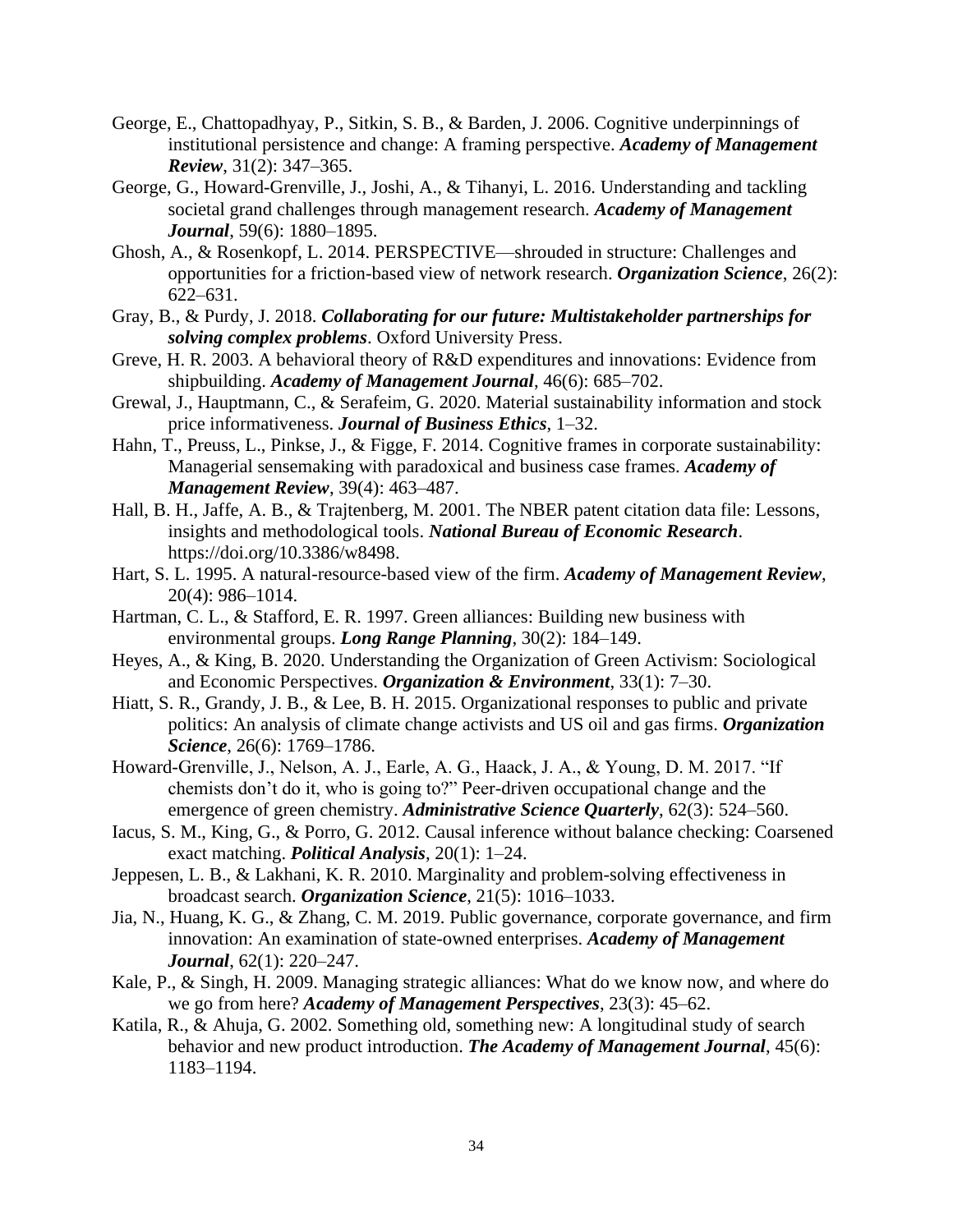George, E., Chattopadhyay, P., Sitkin, S. B., & Barden, J. 2006. Cognitive underpinnings of institutional persistence and change: A framing perspective. ***Academy of Management Review***, 31(2): 347–365.

George, G., Howard-Grenville, J., Joshi, A., & Tihanyi, L. 2016. Understanding and tackling societal grand challenges through management research. ***Academy of Management Journal***, 59(6): 1880–1895.

Ghosh, A., & Rosenkopf, L. 2014. PERSPECTIVE—shrouded in structure: Challenges and opportunities for a friction-based view of network research. ***Organization Science***, 26(2): 622–631.

Gray, B., & Purdy, J. 2018. ***Collaborating for our future: Multistakeholder partnerships for solving complex problems***. Oxford University Press.

Greve, H. R. 2003. A behavioral theory of R&D expenditures and innovations: Evidence from shipbuilding. ***Academy of Management Journal***, 46(6): 685–702.

Grewal, J., Hauptmann, C., & Serafeim, G. 2020. Material sustainability information and stock price informativeness. ***Journal of Business Ethics***, 1–32.

Hahn, T., Preuss, L., Pinkse, J., & Figge, F. 2014. Cognitive frames in corporate sustainability: Managerial sensemaking with paradoxical and business case frames. ***Academy of Management Review***, 39(4): 463–487.

Hall, B. H., Jaffe, A. B., & Trajtenberg, M. 2001. The NBER patent citation data file: Lessons, insights and methodological tools. ***National Bureau of Economic Research***. https://doi.org/10.3386/w8498.

Hart, S. L. 1995. A natural-resource-based view of the firm. ***Academy of Management Review***, 20(4): 986–1014.

Hartman, C. L., & Stafford, E. R. 1997. Green alliances: Building new business with environmental groups. ***Long Range Planning***, 30(2): 184–149.

Heyes, A., & King, B. 2020. Understanding the Organization of Green Activism: Sociological and Economic Perspectives. ***Organization & Environment***, 33(1): 7–30.

Hiatt, S. R., Grandy, J. B., & Lee, B. H. 2015. Organizational responses to public and private politics: An analysis of climate change activists and US oil and gas firms. ***Organization Science***, 26(6): 1769–1786.

Howard-Grenville, J., Nelson, A. J., Earle, A. G., Haack, J. A., & Young, D. M. 2017. "If chemists don't do it, who is going to?" Peer-driven occupational change and the emergence of green chemistry. ***Administrative Science Quarterly***, 62(3): 524–560.

Iacus, S. M., King, G., & Porro, G. 2012. Causal inference without balance checking: Coarsened exact matching. ***Political Analysis***, 20(1): 1–24.

Jeppesen, L. B., & Lakhani, K. R. 2010. Marginality and problem-solving effectiveness in broadcast search. ***Organization Science***, 21(5): 1016–1033.

Jia, N., Huang, K. G., & Zhang, C. M. 2019. Public governance, corporate governance, and firm innovation: An examination of state-owned enterprises. ***Academy of Management Journal***, 62(1): 220–247.

Kale, P., & Singh, H. 2009. Managing strategic alliances: What do we know now, and where do we go from here? ***Academy of Management Perspectives***, 23(3): 45–62.

Katila, R., & Ahuja, G. 2002. Something old, something new: A longitudinal study of search behavior and new product introduction. ***The Academy of Management Journal***, 45(6): 1183–1194.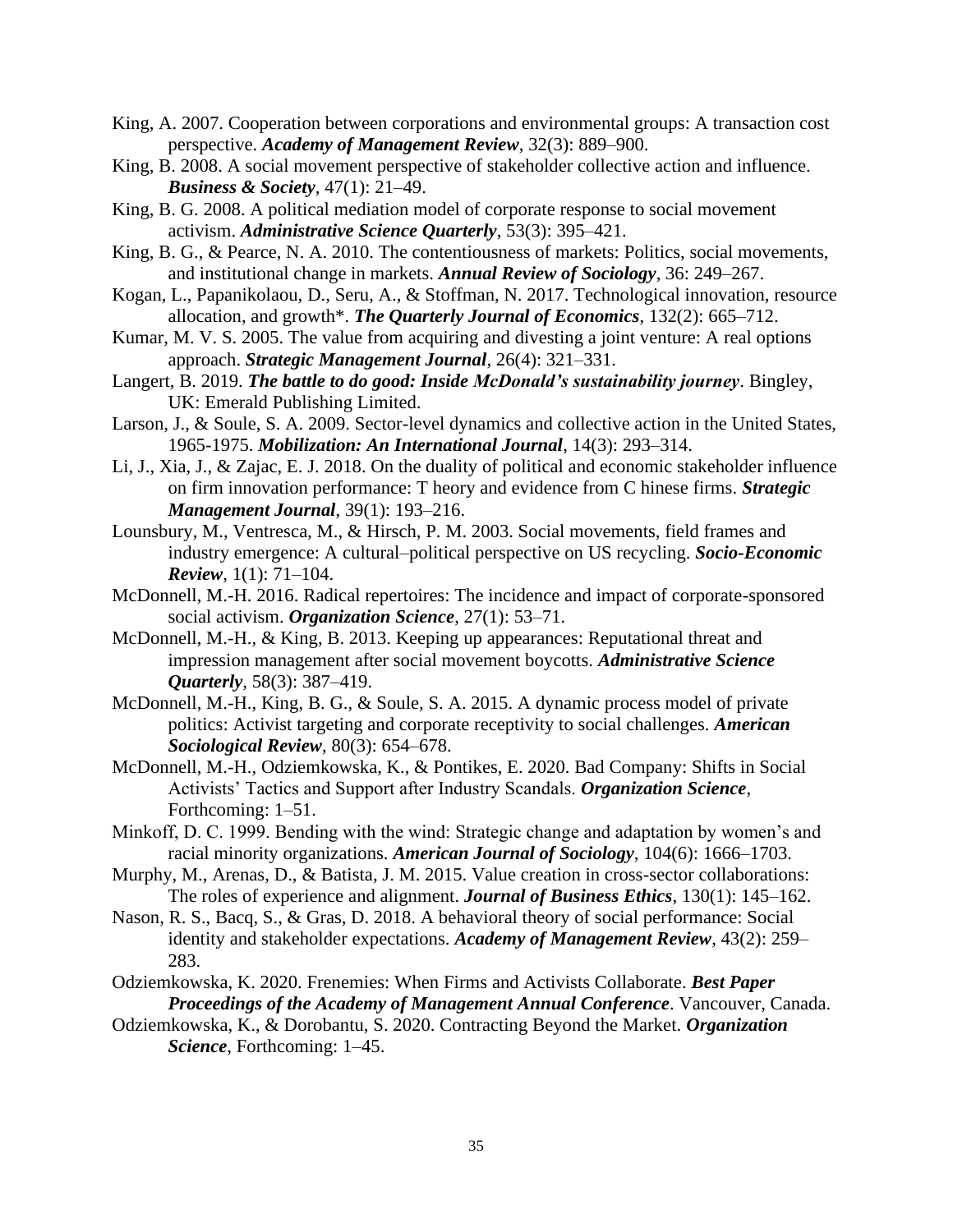King, A. 2007. Cooperation between corporations and environmental groups: A transaction cost perspective. ***Academy of Management Review***, 32(3): 889–900.

King, B. 2008. A social movement perspective of stakeholder collective action and influence. ***Business & Society***, 47(1): 21–49.

King, B. G. 2008. A political mediation model of corporate response to social movement activism. ***Administrative Science Quarterly***, 53(3): 395–421.

King, B. G., & Pearce, N. A. 2010. The contentiousness of markets: Politics, social movements, and institutional change in markets. ***Annual Review of Sociology***, 36: 249–267.

Kogan, L., Papanikolaou, D., Seru, A., & Stoffman, N. 2017. Technological innovation, resource allocation, and growth*. ***The Quarterly Journal of Economics***, 132(2): 665–712.

Kumar, M. V. S. 2005. The value from acquiring and divesting a joint venture: A real options approach. ***Strategic Management Journal***, 26(4): 321–331.

Langert, B. 2019. ***The battle to do good: Inside McDonald's sustainability journey***. Bingley, UK: Emerald Publishing Limited.

Larson, J., & Soule, S. A. 2009. Sector-level dynamics and collective action in the United States, 1965-1975. ***Mobilization: An International Journal***, 14(3): 293–314.

Li, J., Xia, J., & Zajac, E. J. 2018. On the duality of political and economic stakeholder influence on firm innovation performance: T heory and evidence from C hinese firms. ***Strategic Management Journal***, 39(1): 193–216.

Lounsbury, M., Ventresca, M., & Hirsch, P. M. 2003. Social movements, field frames and industry emergence: A cultural–political perspective on US recycling. ***Socio-Economic Review***, 1(1): 71–104.

McDonnell, M.-H. 2016. Radical repertoires: The incidence and impact of corporate-sponsored social activism. ***Organization Science***, 27(1): 53–71.

McDonnell, M.-H., & King, B. 2013. Keeping up appearances: Reputational threat and impression management after social movement boycotts. ***Administrative Science Quarterly***, 58(3): 387–419.

McDonnell, M.-H., King, B. G., & Soule, S. A. 2015. A dynamic process model of private politics: Activist targeting and corporate receptivity to social challenges. ***American Sociological Review***, 80(3): 654–678.

McDonnell, M.-H., Odziemkowska, K., & Pontikes, E. 2020. Bad Company: Shifts in Social Activists' Tactics and Support after Industry Scandals. ***Organization Science***, Forthcoming: 1–51.

Minkoff, D. C. 1999. Bending with the wind: Strategic change and adaptation by women's and racial minority organizations. ***American Journal of Sociology***, 104(6): 1666–1703.

Murphy, M., Arenas, D., & Batista, J. M. 2015. Value creation in cross-sector collaborations: The roles of experience and alignment. ***Journal of Business Ethics***, 130(1): 145–162.

Nason, R. S., Bacq, S., & Gras, D. 2018. A behavioral theory of social performance: Social identity and stakeholder expectations. ***Academy of Management Review***, 43(2): 259–283.

Odziemkowska, K. 2020. Frenemies: When Firms and Activists Collaborate. ***Best Paper Proceedings of the Academy of Management Annual Conference***. Vancouver, Canada.

Odziemkowska, K., & Dorobantu, S. 2020. Contracting Beyond the Market. ***Organization Science***, Forthcoming: 1–45.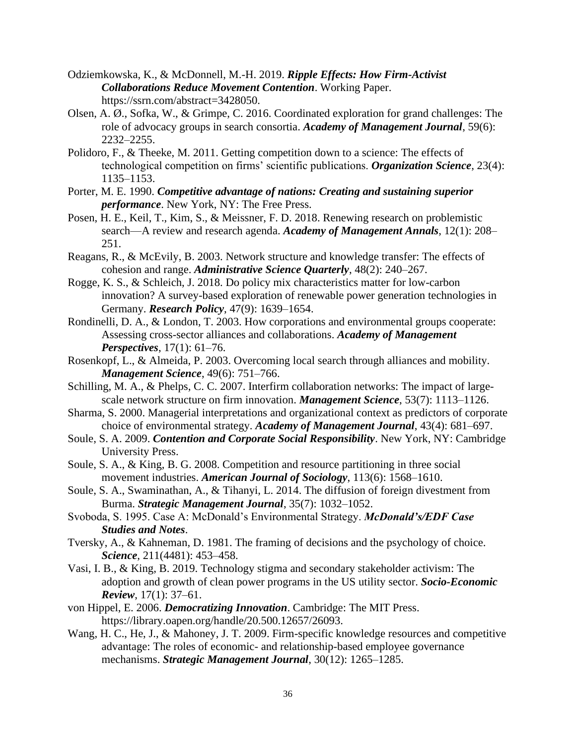Odziemkowska, K., & McDonnell, M.-H. 2019. ***Ripple Effects: How Firm-Activist Collaborations Reduce Movement Contention***. Working Paper. https://ssrn.com/abstract=3428050.

Olsen, A. Ø., Sofka, W., & Grimpe, C. 2016. Coordinated exploration for grand challenges: The role of advocacy groups in search consortia. ***Academy of Management Journal***, 59(6): 2232–2255.

Polidoro, F., & Theeke, M. 2011. Getting competition down to a science: The effects of technological competition on firms' scientific publications. ***Organization Science***, 23(4): 1135–1153.

Porter, M. E. 1990. ***Competitive advantage of nations: Creating and sustaining superior performance***. New York, NY: The Free Press.

Posen, H. E., Keil, T., Kim, S., & Meissner, F. D. 2018. Renewing research on problemistic search—A review and research agenda. ***Academy of Management Annals***, 12(1): 208–251.

Reagans, R., & McEvily, B. 2003. Network structure and knowledge transfer: The effects of cohesion and range. ***Administrative Science Quarterly***, 48(2): 240–267.

Rogge, K. S., & Schleich, J. 2018. Do policy mix characteristics matter for low-carbon innovation? A survey-based exploration of renewable power generation technologies in Germany. ***Research Policy***, 47(9): 1639–1654.

Rondinelli, D. A., & London, T. 2003. How corporations and environmental groups cooperate: Assessing cross-sector alliances and collaborations. ***Academy of Management Perspectives***, 17(1): 61–76.

Rosenkopf, L., & Almeida, P. 2003. Overcoming local search through alliances and mobility. ***Management Science***, 49(6): 751–766.

Schilling, M. A., & Phelps, C. C. 2007. Interfirm collaboration networks: The impact of large-scale network structure on firm innovation. ***Management Science***, 53(7): 1113–1126.

Sharma, S. 2000. Managerial interpretations and organizational context as predictors of corporate choice of environmental strategy. ***Academy of Management Journal***, 43(4): 681–697.

Soule, S. A. 2009. ***Contention and Corporate Social Responsibility***. New York, NY: Cambridge University Press.

Soule, S. A., & King, B. G. 2008. Competition and resource partitioning in three social movement industries. ***American Journal of Sociology***, 113(6): 1568–1610.

Soule, S. A., Swaminathan, A., & Tihanyi, L. 2014. The diffusion of foreign divestment from Burma. ***Strategic Management Journal***, 35(7): 1032–1052.

Svoboda, S. 1995. Case A: McDonald's Environmental Strategy. ***McDonald's/EDF Case Studies and Notes***.

Tversky, A., & Kahneman, D. 1981. The framing of decisions and the psychology of choice. ***Science***, 211(4481): 453–458.

Vasi, I. B., & King, B. 2019. Technology stigma and secondary stakeholder activism: The adoption and growth of clean power programs in the US utility sector. ***Socio-Economic Review***, 17(1): 37–61.

von Hippel, E. 2006. ***Democratizing Innovation***. Cambridge: The MIT Press. https://library.oapen.org/handle/20.500.12657/26093.

Wang, H. C., He, J., & Mahoney, J. T. 2009. Firm-specific knowledge resources and competitive advantage: The roles of economic- and relationship-based employee governance mechanisms. ***Strategic Management Journal***, 30(12): 1265–1285.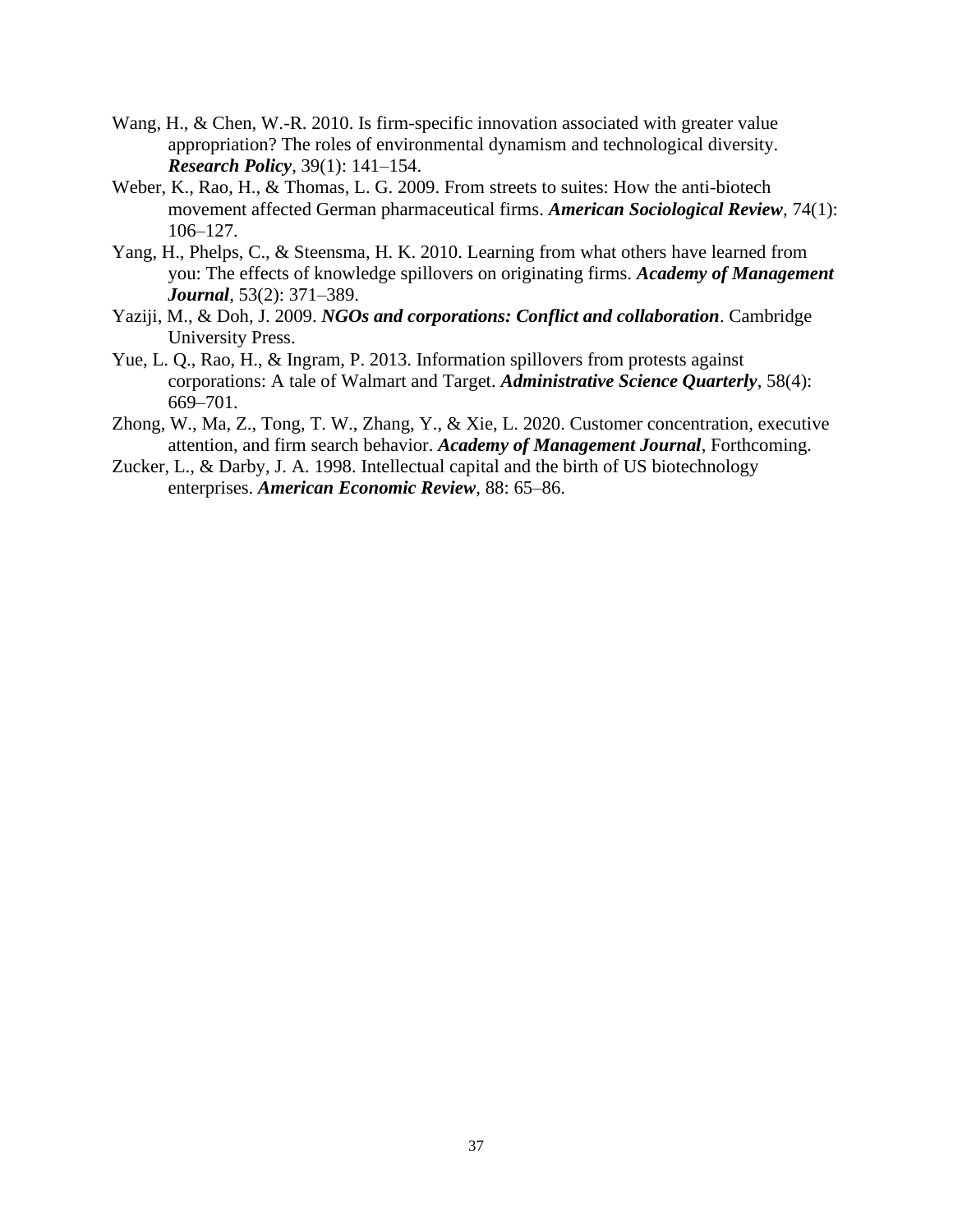Wang, H., & Chen, W.-R. 2010. Is firm-specific innovation associated with greater value appropriation? The roles of environmental dynamism and technological diversity. ***Research Policy***, 39(1): 141–154.

Weber, K., Rao, H., & Thomas, L. G. 2009. From streets to suites: How the anti-biotech movement affected German pharmaceutical firms. ***American Sociological Review***, 74(1): 106–127.

Yang, H., Phelps, C., & Steensma, H. K. 2010. Learning from what others have learned from you: The effects of knowledge spillovers on originating firms. ***Academy of Management Journal***, 53(2): 371–389.

Yaziji, M., & Doh, J. 2009. ***NGOs and corporations: Conflict and collaboration***. Cambridge University Press.

Yue, L. Q., Rao, H., & Ingram, P. 2013. Information spillovers from protests against corporations: A tale of Walmart and Target. ***Administrative Science Quarterly***, 58(4): 669–701.

Zhong, W., Ma, Z., Tong, T. W., Zhang, Y., & Xie, L. 2020. Customer concentration, executive attention, and firm search behavior. ***Academy of Management Journal***, Forthcoming.

Zucker, L., & Darby, J. A. 1998. Intellectual capital and the birth of US biotechnology enterprises. ***American Economic Review***, 88: 65–86.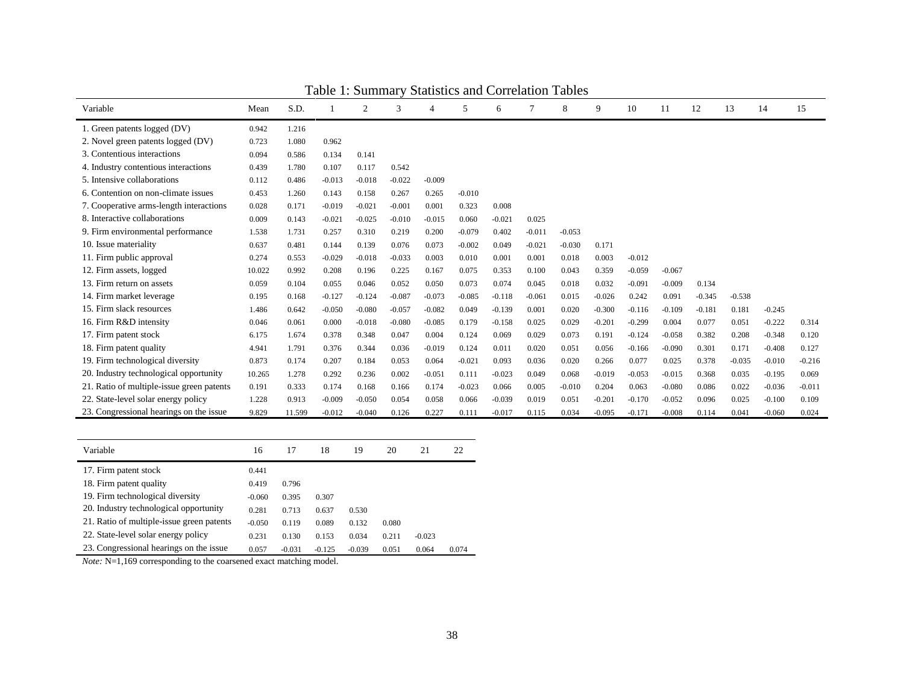Table 1: Summary Statistics and Correlation Tables

| Variable | Mean | S.D. | 1 | 2 | 3 | 4 | 5 | 6 | 7 | 8 | 9 | 10 | 11 | 12 | 13 | 14 | 15 |
|---|---|---|---|---|---|---|---|---|---|---|---|---|---|---|---|---|---|
| 1. Green patents logged (DV) | 0.942 | 1.216 | | | | | | | | | | | | | | | |
| 2. Novel green patents logged (DV) | 0.723 | 1.080 | 0.962 | | | | | | | | | | | | | | |
| 3. Contentious interactions | 0.094 | 0.586 | 0.134 | 0.141 | | | | | | | | | | | | | |
| 4. Industry contentious interactions | 0.439 | 1.780 | 0.107 | 0.117 | 0.542 | | | | | | | | | | | | |
| 5. Intensive collaborations | 0.112 | 0.486 | -0.013 | -0.018 | -0.022 | -0.009 | | | | | | | | | | | |
| 6. Contention on non-climate issues | 0.453 | 1.260 | 0.143 | 0.158 | 0.267 | 0.265 | -0.010 | | | | | | | | | | |
| 7. Cooperative arms-length interactions | 0.028 | 0.171 | -0.019 | -0.021 | -0.001 | 0.001 | 0.323 | 0.008 | | | | | | | | | |
| 8. Interactive collaborations | 0.009 | 0.143 | -0.021 | -0.025 | -0.010 | -0.015 | 0.060 | -0.021 | 0.025 | | | | | | | | |
| 9. Firm environmental performance | 1.538 | 1.731 | 0.257 | 0.310 | 0.219 | 0.200 | -0.079 | 0.402 | -0.011 | -0.053 | | | | | | | |
| 10. Issue materiality | 0.637 | 0.481 | 0.144 | 0.139 | 0.076 | 0.073 | -0.002 | 0.049 | -0.021 | -0.030 | 0.171 | | | | | | |
| 11. Firm public approval | 0.274 | 5.274 | -0.029 | -0.018 | -0.033 | 0.003 | 0.010 | 0.001 | 0.001 | 0.018 | 0.003 | -0.012 | | | | | |
| 12. Firm assets, logged | 10.022 | 0.992 | 0.208 | 0.196 | 0.225 | 0.167 | 0.075 | 0.353 | 0.100 | 0.043 | 0.359 | -0.059 | -0.067 | | | | |
| 13. Firm return on assets | 0.059 | 0.104 | 0.055 | 0.046 | 0.052 | 0.050 | 0.073 | 0.074 | 0.045 | 0.018 | 0.032 | -0.091 | -0.009 | 0.134 | | | |
| 14. Firm market leverage | 0.195 | 0.168 | -0.127 | -0.124 | -0.087 | -0.073 | -0.085 | -0.118 | -0.061 | 0.015 | -0.026 | 0.242 | 0.091 | -0.345 | -0.538 | | |
| 15. Firm slack resources | 1.486 | 0.642 | -0.050 | -0.080 | -0.057 | -0.082 | 0.049 | -0.139 | 0.001 | 0.020 | -0.300 | -0.116 | -0.109 | -0.181 | 0.181 | -0.245 | |
| 16. Firm R&D intensity | 0.046 | 0.061 | 0.000 | -0.018 | -0.080 | -0.085 | 0.179 | -0.158 | 0.025 | 0.029 | -0.201 | -0.299 | 0.004 | 0.077 | 0.051 | -0.222 | 0.314 |
| 17. Firm patent stock | 6.175 | 1.674 | 0.378 | 0.348 | 0.047 | 0.004 | 0.124 | 0.069 | 0.029 | 0.073 | 0.191 | -0.124 | -0.058 | 0.382 | 0.208 | -0.348 | 0.120 |
| 18. Firm patent quality | 4.941 | 1.791 | 0.376 | 0.344 | 0.036 | -0.019 | 0.124 | 0.011 | 0.020 | 0.051 | 0.056 | -0.166 | -0.090 | 0.301 | 0.171 | -0.408 | 0.127 |
| 19. Firm technological diversity | 0.873 | 0.174 | 0.207 | 0.184 | 0.053 | 0.064 | -0.021 | 0.093 | 0.036 | 0.020 | 0.266 | 0.077 | 0.025 | 0.378 | -0.035 | -0.010 | -0.216 |
| 20. Industry technological opportunity | 10.265 | 1.278 | 0.292 | 0.236 | 0.002 | -0.051 | 0.111 | -0.023 | 0.049 | 0.068 | -0.019 | -0.053 | -0.015 | 0.368 | 0.035 | -0.195 | 0.069 |
| 21. Ratio of multiple-issue green patents | 0.191 | 0.333 | 0.174 | 0.168 | 0.166 | 0.174 | -0.023 | 0.066 | 0.005 | -0.010 | 0.204 | 0.063 | -0.080 | 0.086 | 0.022 | -0.036 | -0.011 |
| 22. State-level solar energy policy | 1.228 | 0.913 | -0.009 | -0.050 | 0.054 | 0.058 | 0.066 | -0.039 | 0.019 | 0.051 | -0.201 | -0.170 | -0.052 | 0.096 | 0.025 | -0.100 | 0.109 |
| 23. Congressional hearings on the issue | 9.829 | 11.599 | -0.012 | -0.040 | 0.126 | 0.227 | 0.111 | -0.017 | 0.115 | 0.034 | -0.095 | -0.171 | -0.008 | 0.114 | 0.041 | -0.060 | 0.024 |

| Variable | 16 | 17 | 18 | 19 | 20 | 21 | 22 |
|---|---|---|---|---|---|---|---|
| 17. Firm patent stock | 0.441 | | | | | | |
| 18. Firm patent quality | 0.419 | 0.796 | | | | | |
| 19. Firm technological diversity | -0.060 | 0.395 | 0.307 | | | | |
| 20. Industry technological opportunity | 0.281 | 0.713 | 0.637 | 0.530 | | | |
| 21. Ratio of multiple-issue green patents | -0.050 | 0.119 | 0.089 | 0.132 | 0.080 | | |
| 22. State-level solar energy policy | 0.231 | 0.130 | 0.153 | 0.034 | 0.211 | -0.023 | |
| 23. Congressional hearings on the issue | 0.057 | -0.031 | -0.125 | -0.039 | 0.051 | 0.064 | 0.074 |

*Note:* N=1,169 corresponding to the coarsened exact matching model.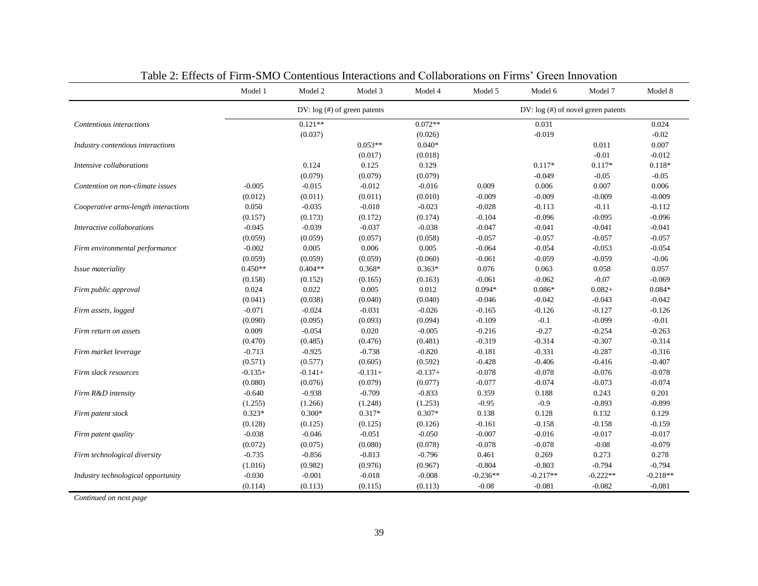## Table 2: Effects of Firm-SMO Contentious Interactions and Collaborations on Firms' Green Innovation

| | Model 1 | Model 2 | Model 3 | Model 4 | Model 5 | Model 6 | Model 7 | Model 8 |
|---|---|---|---|---|---|---|---|---|
| | DV: log (#) of green patents | | | | DV: log (#) of novel green patents | | | |
| *Contentious interactions* | | 0.121** | | 0.072** | | 0.031 | | 0.024 |
| | | (0.037) | | (0.026) | | -0.019 | | -0.02 |
| *Industry contentious interactions* | | | 0.053** | 0.040* | | | 0.011 | 0.007 |
| | | | (0.017) | (0.018) | | | -0.01 | -0.012 |
| *Intensive collaborations* | | 0.124 | 0.125 | 0.129 | | 0.117* | 0.117* | 0.118* |
| | | (0.079) | (0.079) | (0.079) | | -0.049 | -0.05 | -0.05 |
| *Contention on non-climate issues* | -0.005 | -0.015 | -0.012 | -0.016 | 0.009 | 0.006 | 0.007 | 0.006 |
| | (0.012) | (0.011) | (0.011) | (0.010) | -0.009 | -0.009 | -0.009 | -0.009 |
| *Cooperative arms-length interactions* | 0.050 | -0.035 | -0.018 | -0.023 | -0.028 | -0.113 | -0.11 | -0.112 |
| | (0.157) | (0.173) | (0.172) | (0.174) | -0.104 | -0.096 | -0.095 | -0.096 |
| *Interactive collaborations* | -0.045 | -0.039 | -0.037 | -0.038 | -0.047 | -0.041 | -0.041 | -0.041 |
| | (0.059) | (0.059) | (0.057) | (0.058) | -0.057 | -0.057 | -0.057 | -0.057 |
| *Firm environmental performance* | -0.002 | 0.005 | 0.006 | 0.005 | -0.064 | -0.054 | -0.053 | -0.054 |
| | (0.059) | (0.059) | (0.059) | (0.060) | -0.061 | -0.059 | -0.059 | -0.06 |
| *Issue materiality* | 0.450** | 0.404** | 0.368* | 0.363* | 0.076 | 0.063 | 0.058 | 0.057 |
| | (0.158) | (0.152) | (0.165) | (0.163) | -0.061 | -0.062 | -0.07 | -0.069 |
| *Firm public approval* | 0.024 | 0.022 | 0.005 | 0.012 | 0.094* | 0.086* | 0.082+ | 0.084* |
| | (0.041) | (0.038) | (0.040) | (0.040) | -0.046 | -0.042 | -0.043 | -0.042 |
| *Firm assets, logged* | -0.071 | -0.024 | -0.031 | -0.026 | -0.165 | -0.126 | -0.127 | -0.126 |
| | (0.090) | (0.095) | (0.093) | (0.094) | -0.109 | -0.1 | -0.099 | -0.01 |
| *Firm return on assets* | 0.009 | -0.054 | 0.020 | -0.005 | -0.216 | -0.27 | -0.254 | -0.263 |
| | (0.470) | (0.485) | (0.476) | (0.481) | -0.319 | -0.314 | -0.307 | -0.314 |
| *Firm market leverage* | -0.713 | -0.925 | -0.738 | -0.820 | -0.181 | -0.331 | -0.287 | -0.316 |
| | (0.571) | (0.577) | (0.605) | (0.592) | -0.428 | -0.406 | -0.416 | -0.407 |
| *Firm slack resources* | -0.135+ | -0.141+ | -0.131+ | -0.137+ | -0.078 | -0.078 | -0.076 | -0.078 |
| | (0.080) | (0.076) | (0.079) | (0.077) | -0.077 | -0.074 | -0.073 | -0.074 |
| *Firm R&D intensity* | -0.640 | -0.938 | -0.709 | -0.833 | 0.359 | 0.188 | 0.243 | 0.201 |
| | (1.255) | (1.266) | (1.248) | (1.253) | -0.95 | -0.9 | -0.893 | -0.899 |
| *Firm patent stock* | 0.323* | 0.300* | 0.317* | 0.307* | 0.138 | 0.128 | 0.132 | 0.129 |
| | (0.128) | (0.125) | (0.125) | (0.126) | -0.161 | -0.158 | -0.158 | -0.159 |
| *Firm patent quality* | -0.038 | -0.046 | -0.051 | -0.050 | -0.007 | -0.016 | -0.017 | -0.017 |
| | (0.072) | (0.075) | (0.080) | (0.078) | -0.078 | -0.078 | -0.08 | -0.079 |
| *Firm technological diversity* | -0.735 | -0.856 | -0.813 | -0.796 | 0.461 | 0.269 | 0.273 | 0.278 |
| | (1.016) | (0.982) | (0.976) | (0.967) | -0.804 | -0.803 | -0.794 | -0.794 |
| *Industry technological opportunity* | -0.030 | -0.001 | -0.018 | -0.008 | -0.236** | -0.217** | -0.222** | -0.218** |
| | (0.114) | (0.113) | (0.115) | (0.113) | -0.08 | -0.081 | -0.082 | -0.081 |

*Continued on next page*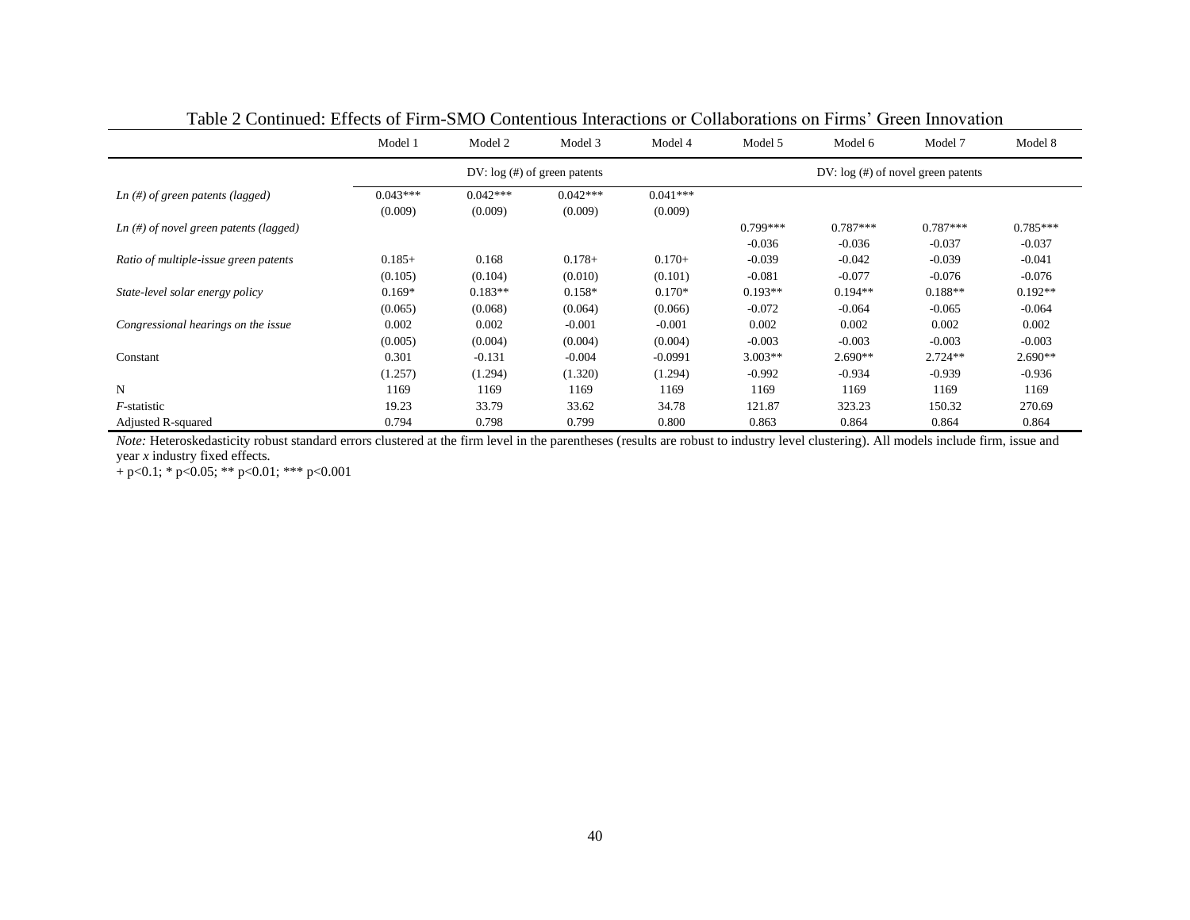## Table 2 Continued: Effects of Firm-SMO Contentious Interactions or Collaborations on Firms' Green Innovation

| | Model 1 | Model 2 | Model 3 | Model 4 | Model 5 | Model 6 | Model 7 | Model 8 |
|---|---|---|---|---|---|---|---|---|
| | DV: log (#) of green patents | | | | DV: log (#) of novel green patents | | | |
| *Ln (#) of green patents (lagged)* | 0.043*** | 0.042*** | 0.042*** | 0.041*** | | | | |
| | (0.009) | (0.009) | (0.009) | (0.009) | | | | |
| *Ln (#) of novel green patents (lagged)* | | | | | 0.799*** | 0.787*** | 0.787*** | 0.785*** |
| | | | | | -0.036 | -0.036 | -0.037 | -0.037 |
| *Ratio of multiple-issue green patents* | 0.185+ | 0.168 | 0.178+ | 0.170+ | -0.039 | -0.042 | -0.039 | -0.041 |
| | (0.105) | (0.104) | (0.010) | (0.101) | -0.081 | -0.077 | -0.076 | -0.076 |
| *State-level solar energy policy* | 0.169* | 0.183** | 0.158* | 0.170* | 0.193** | 0.194** | 0.188** | 0.192** |
| | (0.065) | (0.068) | (0.064) | (0.066) | -0.072 | -0.064 | -0.065 | -0.064 |
| *Congressional hearings on the issue* | 0.002 | 0.002 | -0.001 | -0.001 | 0.002 | 0.002 | 0.002 | 0.002 |
| | (0.005) | (0.004) | (0.004) | (0.004) | -0.003 | -0.003 | -0.003 | -0.003 |
| Constant | 0.301 | -0.131 | -0.004 | -0.0991 | 3.003** | 2.690** | 2.724** | 2.690** |
| | (1.257) | (1.294) | (1.320) | (1.294) | -0.992 | -0.934 | -0.939 | -0.936 |
| N | 1169 | 1169 | 1169 | 1169 | 1169 | 1169 | 1169 | 1169 |
| *F*-statistic | 19.23 | 33.79 | 33.62 | 34.78 | 121.87 | 323.23 | 150.32 | 270.69 |
| Adjusted R-squared | 0.794 | 0.798 | 0.799 | 0.800 | 0.863 | 0.864 | 0.864 | 0.864 |

*Note:* Heteroskedasticity robust standard errors clustered at the firm level in the parentheses (results are robust to industry level clustering). All models include firm, issue and year *x* industry fixed effects.

+ p<0.1; * p<0.05; ** p<0.01; *** p<0.001